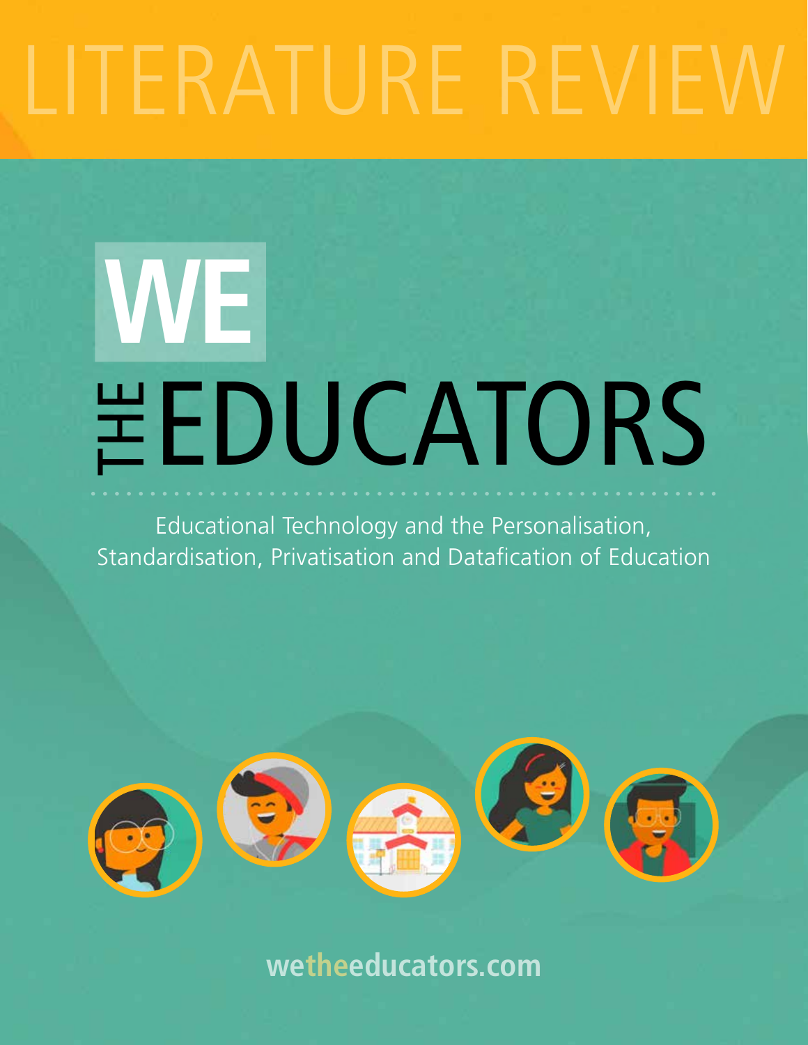# LITERATURE REVIEW

# WE THE EDUCATORS

Educational Technology and the Personalisation, Standardisation, Privatisation and Datafication of Education

wetheeducators.com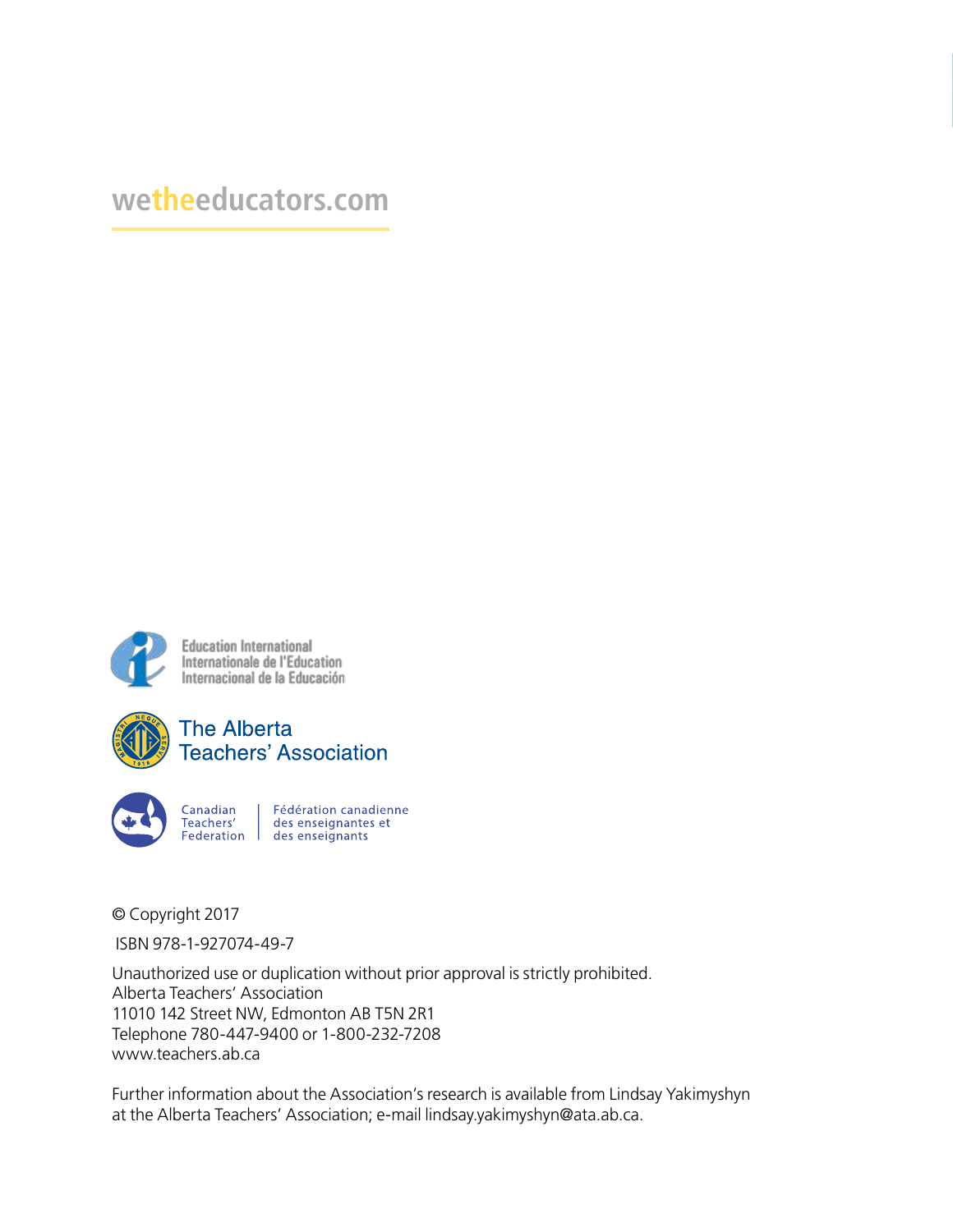wetheeducators.com

Education International
Internationale de l'Education
Internacional de la Educación

The Alberta
Teachers' Association

Canadian Teachers' Federation | Fédération canadienne des enseignantes et des enseignants

© Copyright 2017

ISBN 978-1-927074-49-7

Unauthorized use or duplication without prior approval is strictly prohibited.
Alberta Teachers' Association
11010 142 Street NW, Edmonton AB T5N 2R1
Telephone 780-447-9400 or 1-800-232-7208
www.teachers.ab.ca

Further information about the Association's research is available from Lindsay Yakimyshyn at the Alberta Teachers' Association; e-mail lindsay.yakimyshyn@ata.ab.ca.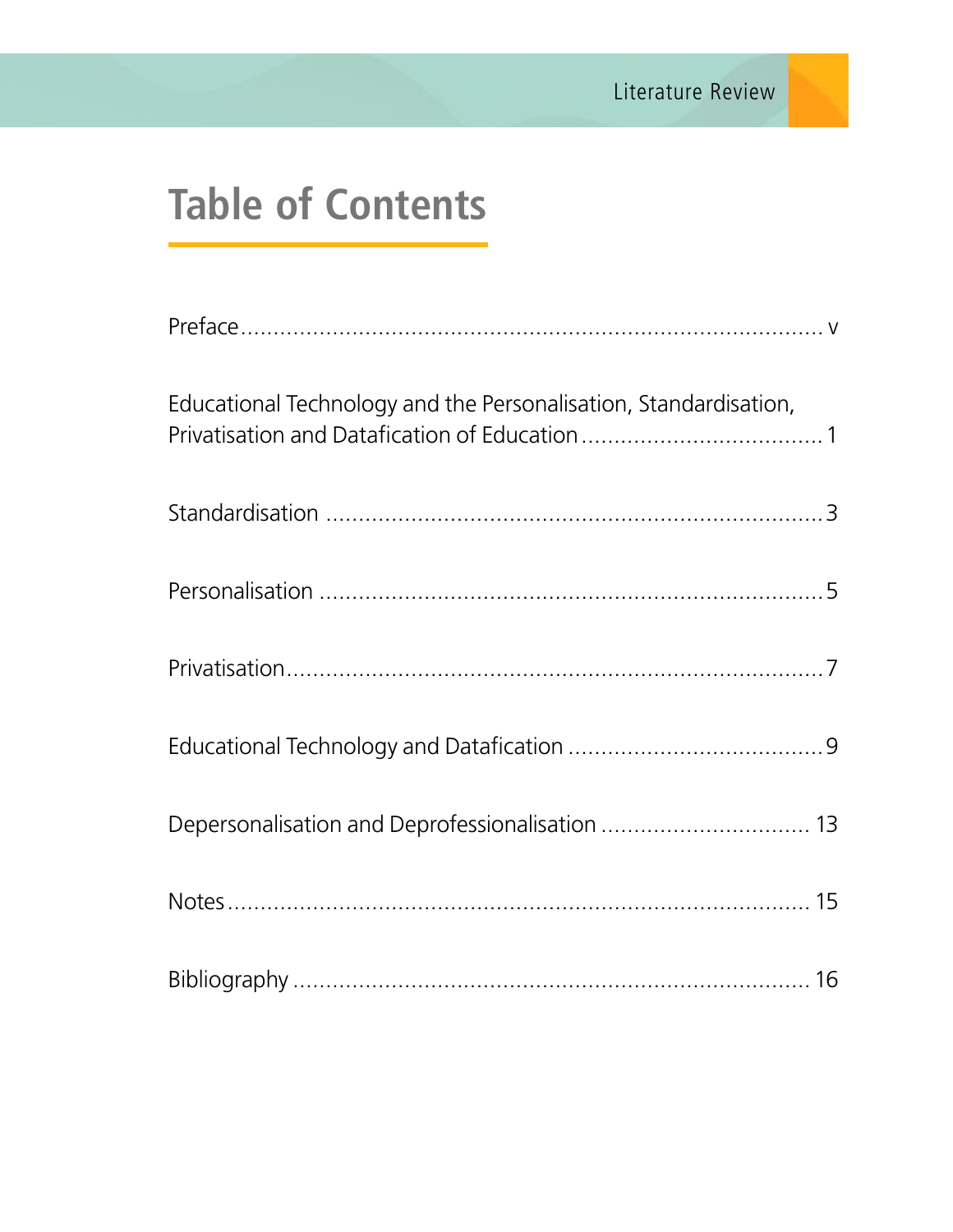# Table of Contents

Preface ............................................................................... v

Educational Technology and the Personalisation, Standardisation, Privatisation and Datafication of Education .................................... 1

Standardisation ........................................................................... 3

Personalisation ........................................................................... 5

Privatisation................................................................................. 7

Educational Technology and Datafication ...................................... 9

Depersonalisation and Deprofessionalisation ............................... 13

Notes.......................................................................................... 15

Bibliography ............................................................................... 16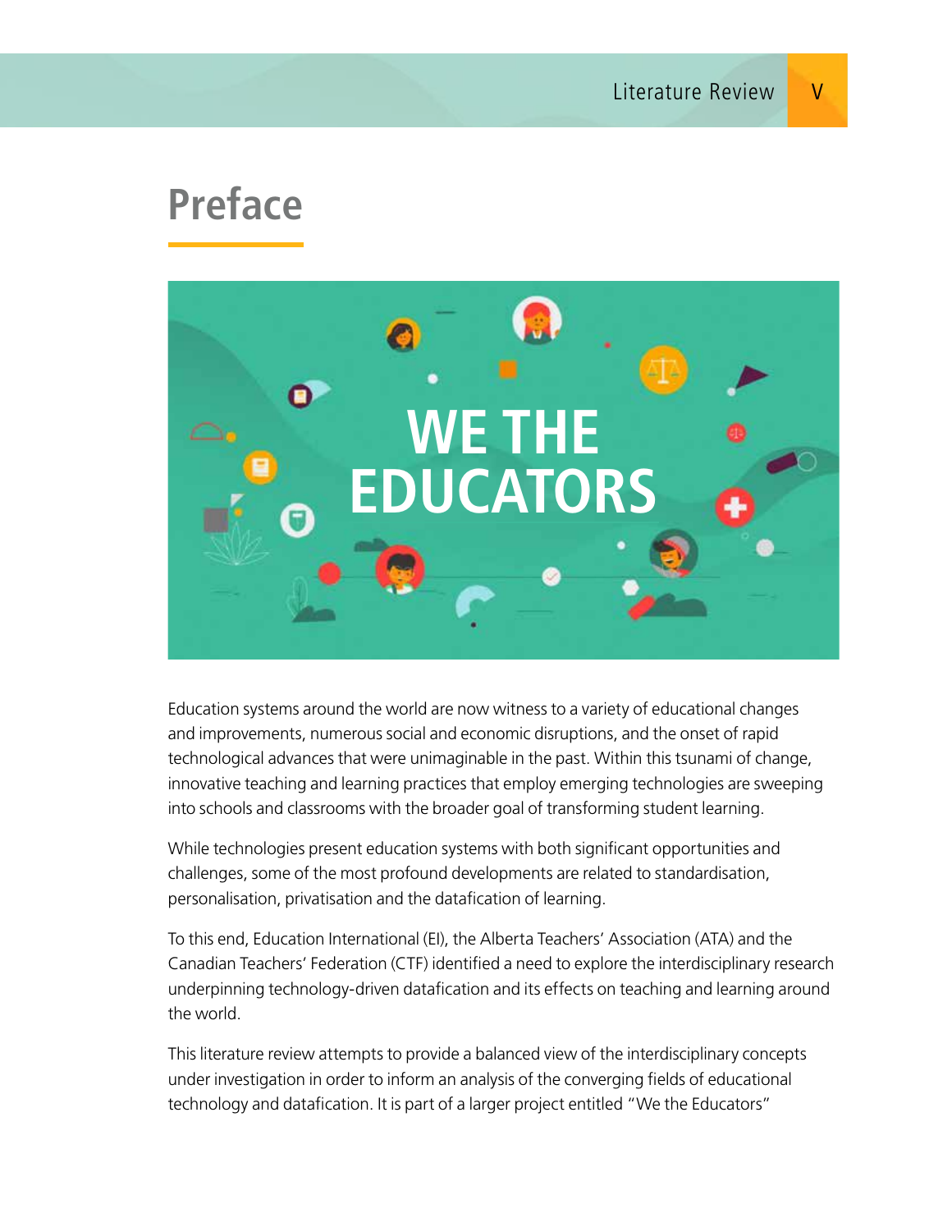# Preface

Education systems around the world are now witness to a variety of educational changes and improvements, numerous social and economic disruptions, and the onset of rapid technological advances that were unimaginable in the past. Within this tsunami of change, innovative teaching and learning practices that employ emerging technologies are sweeping into schools and classrooms with the broader goal of transforming student learning.

While technologies present education systems with both significant opportunities and challenges, some of the most profound developments are related to standardisation, personalisation, privatisation and the datafication of learning.

To this end, Education International (EI), the Alberta Teachers' Association (ATA) and the Canadian Teachers' Federation (CTF) identified a need to explore the interdisciplinary research underpinning technology-driven datafication and its effects on teaching and learning around the world.

This literature review attempts to provide a balanced view of the interdisciplinary concepts under investigation in order to inform an analysis of the converging fields of educational technology and datafication. It is part of a larger project entitled "We the Educators"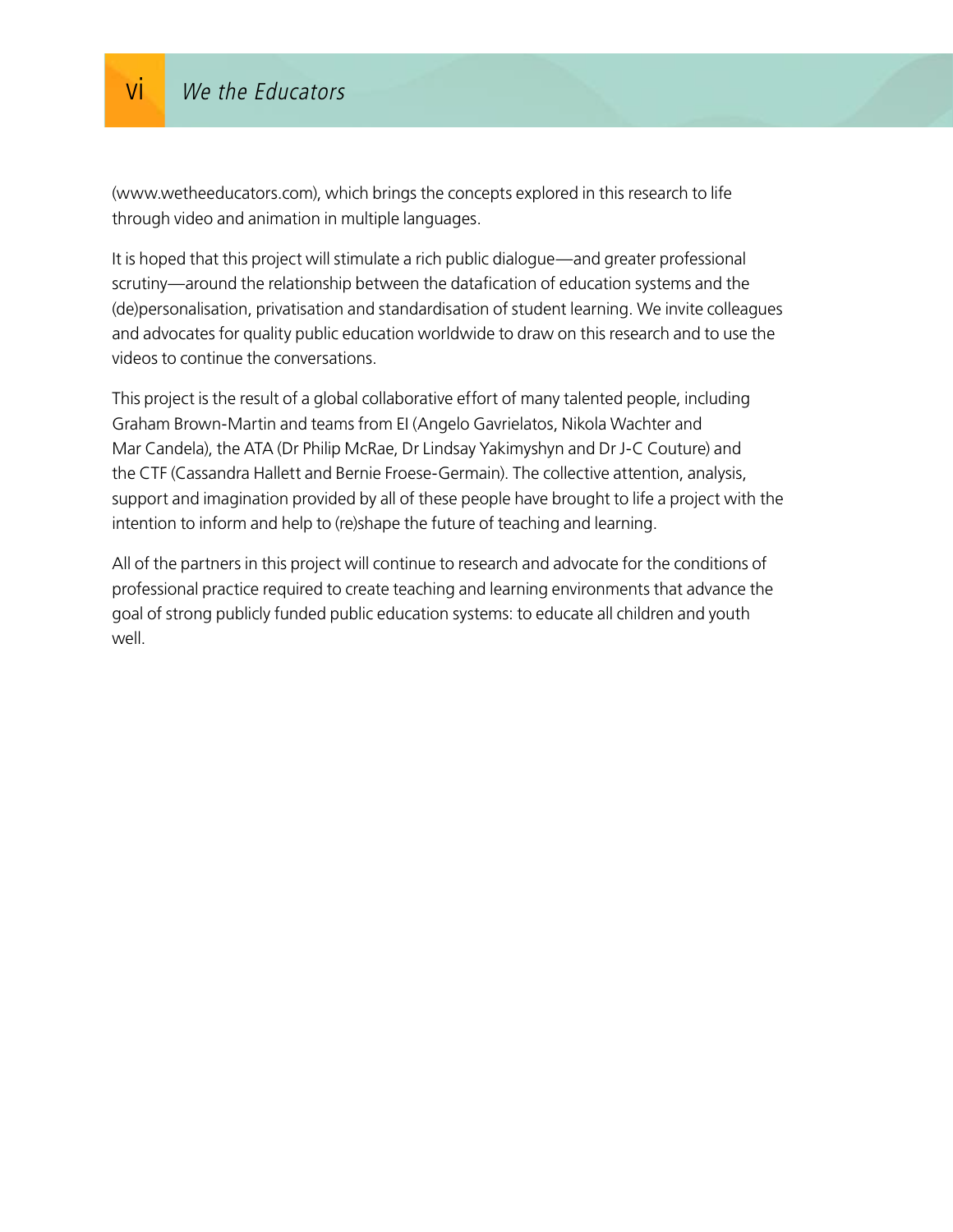(www.wetheeducators.com), which brings the concepts explored in this research to life through video and animation in multiple languages.

It is hoped that this project will stimulate a rich public dialogue—and greater professional scrutiny—around the relationship between the datafication of education systems and the (de)personalisation, privatisation and standardisation of student learning. We invite colleagues and advocates for quality public education worldwide to draw on this research and to use the videos to continue the conversations.

This project is the result of a global collaborative effort of many talented people, including Graham Brown-Martin and teams from EI (Angelo Gavrielatos, Nikola Wachter and Mar Candela), the ATA (Dr Philip McRae, Dr Lindsay Yakimyshyn and Dr J-C Couture) and the CTF (Cassandra Hallett and Bernie Froese-Germain). The collective attention, analysis, support and imagination provided by all of these people have brought to life a project with the intention to inform and help to (re)shape the future of teaching and learning.

All of the partners in this project will continue to research and advocate for the conditions of professional practice required to create teaching and learning environments that advance the goal of strong publicly funded public education systems: to educate all children and youth well.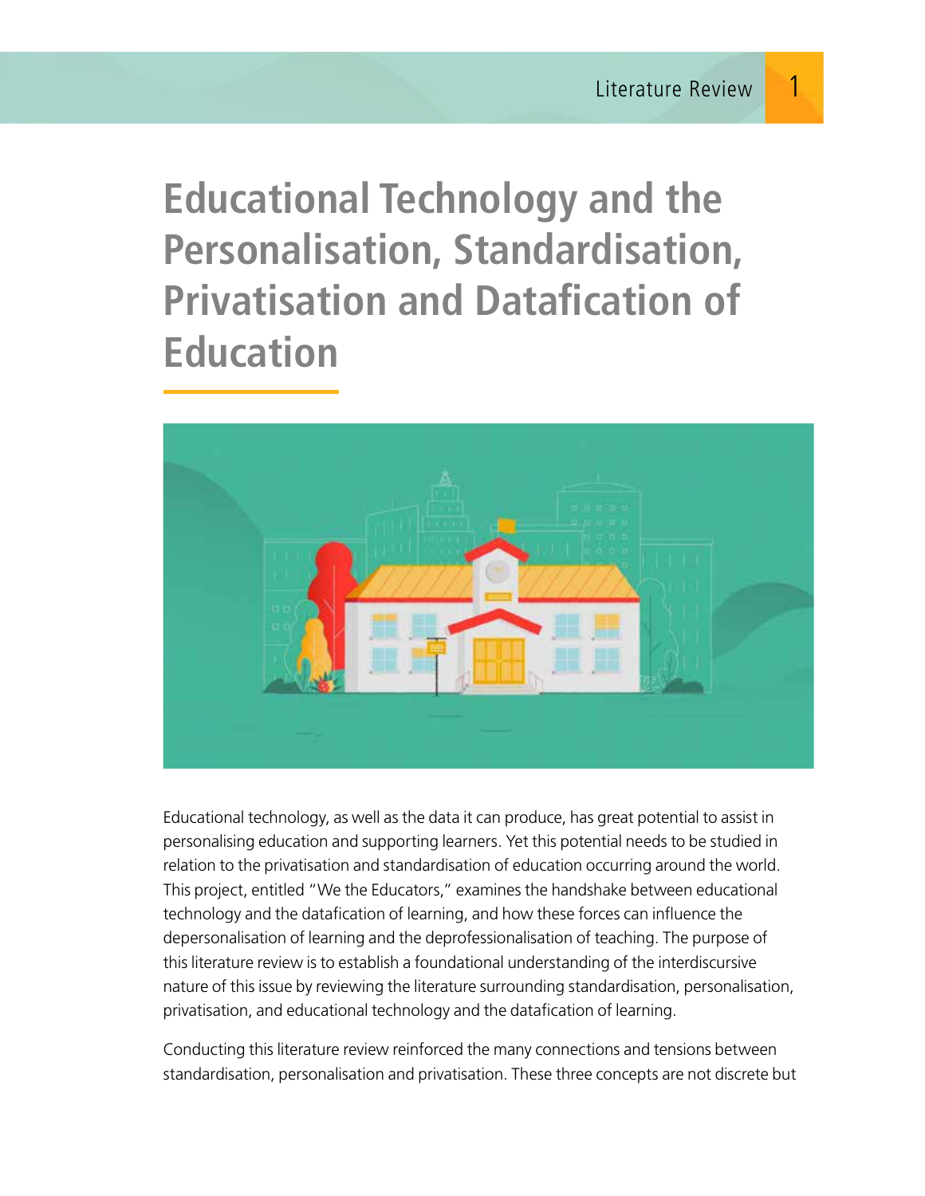# Educational Technology and the Personalisation, Standardisation, Privatisation and Datafication of Education

Educational technology, as well as the data it can produce, has great potential to assist in personalising education and supporting learners. Yet this potential needs to be studied in relation to the privatisation and standardisation of education occurring around the world. This project, entitled "We the Educators," examines the handshake between educational technology and the datafication of learning, and how these forces can influence the depersonalisation of learning and the deprofessionalisation of teaching. The purpose of this literature review is to establish a foundational understanding of the interdiscursive nature of this issue by reviewing the literature surrounding standardisation, personalisation, privatisation, and educational technology and the datafication of learning.

Conducting this literature review reinforced the many connections and tensions between standardisation, personalisation and privatisation. These three concepts are not discrete but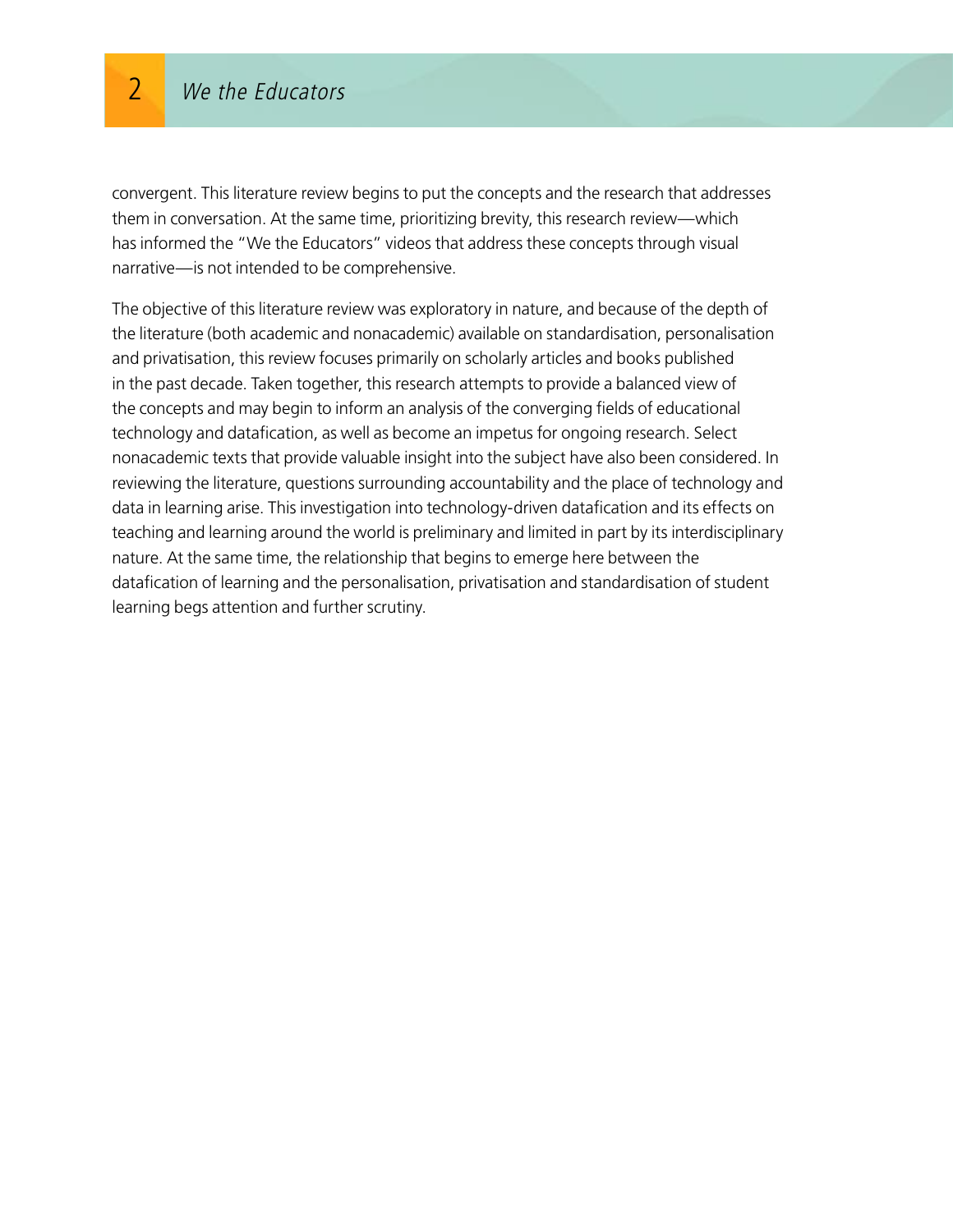convergent. This literature review begins to put the concepts and the research that addresses them in conversation. At the same time, prioritizing brevity, this research review—which has informed the "We the Educators" videos that address these concepts through visual narrative—is not intended to be comprehensive.

The objective of this literature review was exploratory in nature, and because of the depth of the literature (both academic and nonacademic) available on standardisation, personalisation and privatisation, this review focuses primarily on scholarly articles and books published in the past decade. Taken together, this research attempts to provide a balanced view of the concepts and may begin to inform an analysis of the converging fields of educational technology and datafication, as well as become an impetus for ongoing research. Select nonacademic texts that provide valuable insight into the subject have also been considered. In reviewing the literature, questions surrounding accountability and the place of technology and data in learning arise. This investigation into technology-driven datafication and its effects on teaching and learning around the world is preliminary and limited in part by its interdisciplinary nature. At the same time, the relationship that begins to emerge here between the datafication of learning and the personalisation, privatisation and standardisation of student learning begs attention and further scrutiny.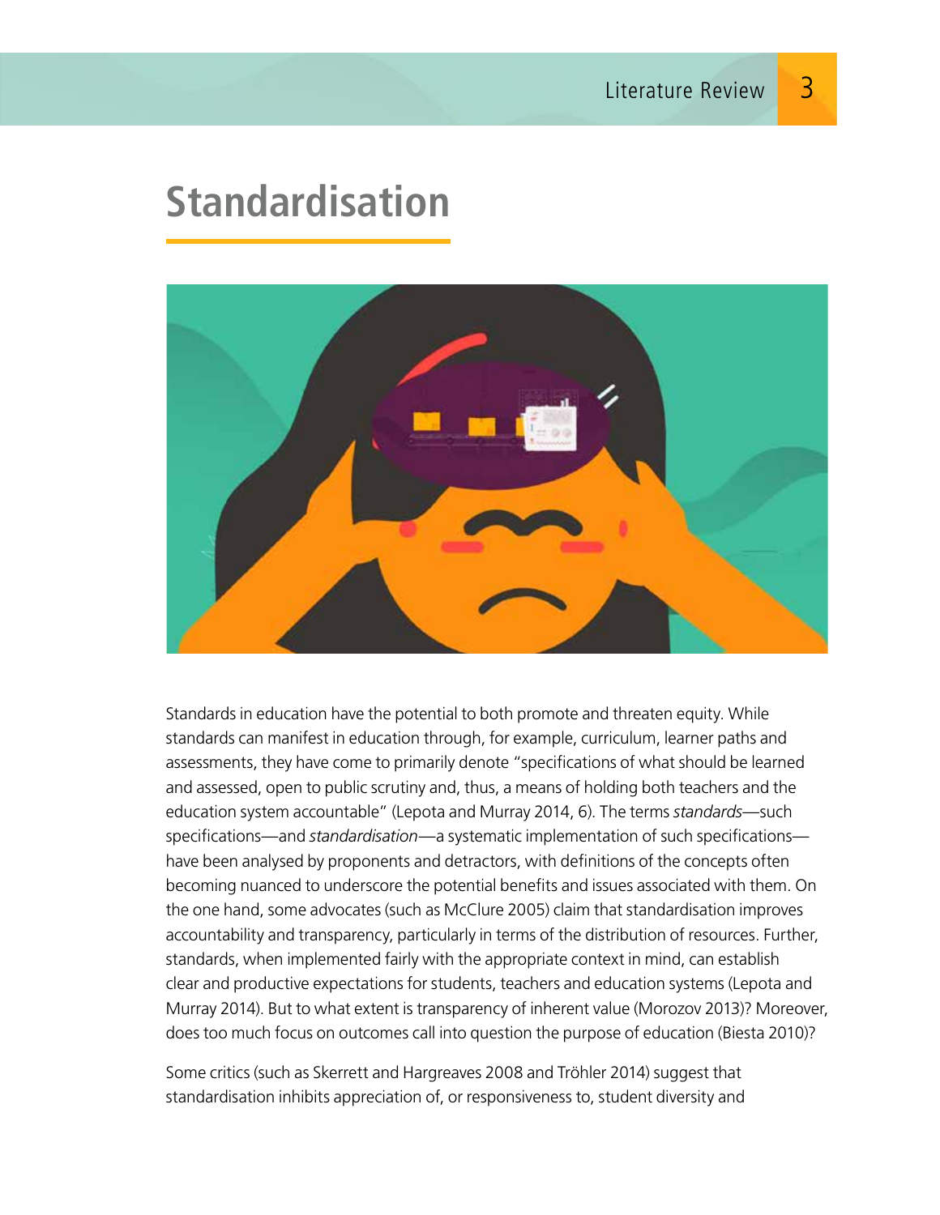# Standardisation

Standards in education have the potential to both promote and threaten equity. While standards can manifest in education through, for example, curriculum, learner paths and assessments, they have come to primarily denote "specifications of what should be learned and assessed, open to public scrutiny and, thus, a means of holding both teachers and the education system accountable" (Lepota and Murray 2014, 6). The terms *standards*—such specifications—and *standardisation*—a systematic implementation of such specifications—have been analysed by proponents and detractors, with definitions of the concepts often becoming nuanced to underscore the potential benefits and issues associated with them. On the one hand, some advocates (such as McClure 2005) claim that standardisation improves accountability and transparency, particularly in terms of the distribution of resources. Further, standards, when implemented fairly with the appropriate context in mind, can establish clear and productive expectations for students, teachers and education systems (Lepota and Murray 2014). But to what extent is transparency of inherent value (Morozov 2013)? Moreover, does too much focus on outcomes call into question the purpose of education (Biesta 2010)?

Some critics (such as Skerrett and Hargreaves 2008 and Tröhler 2014) suggest that standardisation inhibits appreciation of, or responsiveness to, student diversity and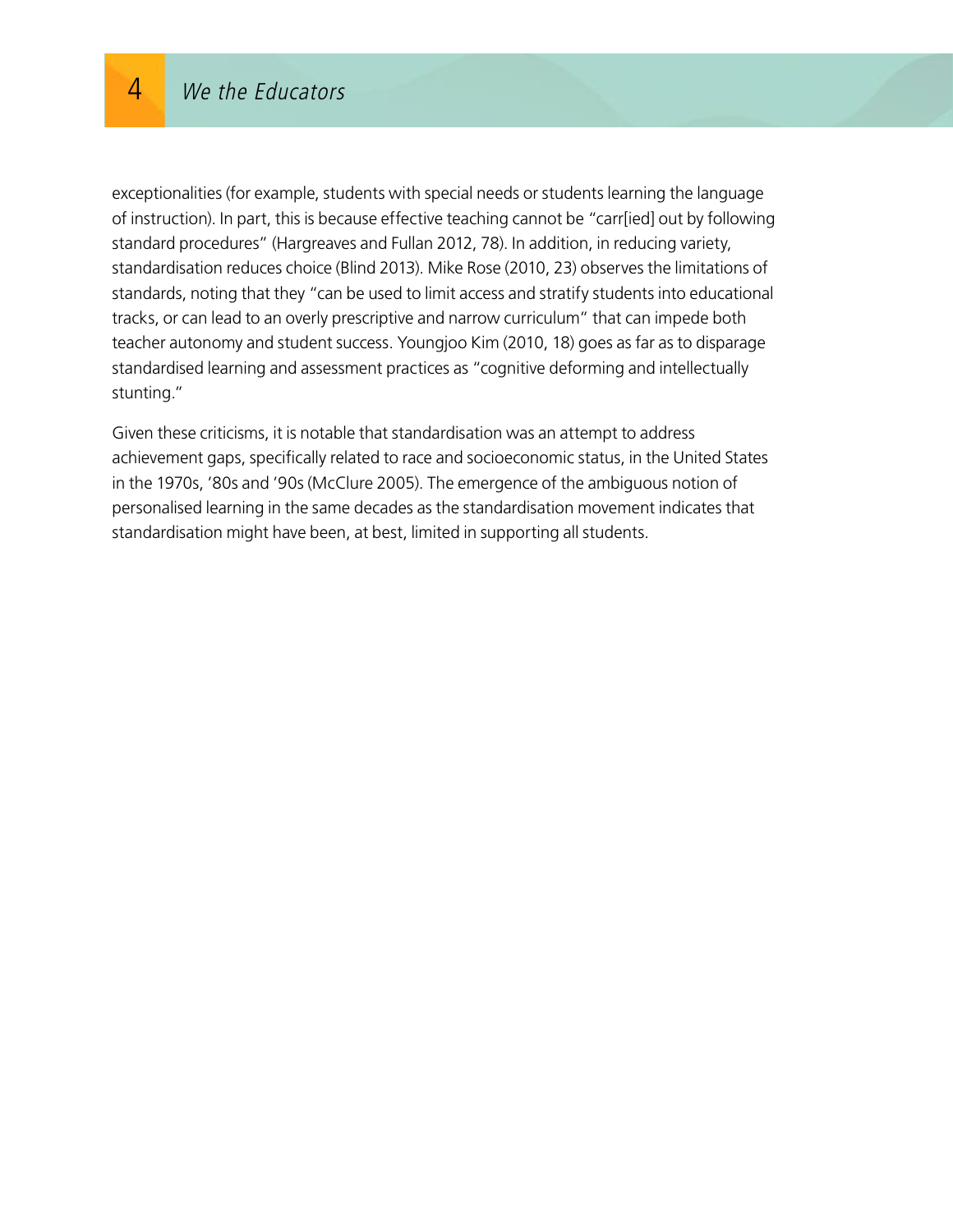exceptionalities (for example, students with special needs or students learning the language of instruction). In part, this is because effective teaching cannot be "carr[ied] out by following standard procedures" (Hargreaves and Fullan 2012, 78). In addition, in reducing variety, standardisation reduces choice (Blind 2013). Mike Rose (2010, 23) observes the limitations of standards, noting that they "can be used to limit access and stratify students into educational tracks, or can lead to an overly prescriptive and narrow curriculum" that can impede both teacher autonomy and student success. Youngjoo Kim (2010, 18) goes as far as to disparage standardised learning and assessment practices as "cognitive deforming and intellectually stunting."

Given these criticisms, it is notable that standardisation was an attempt to address achievement gaps, specifically related to race and socioeconomic status, in the United States in the 1970s, '80s and '90s (McClure 2005). The emergence of the ambiguous notion of personalised learning in the same decades as the standardisation movement indicates that standardisation might have been, at best, limited in supporting all students.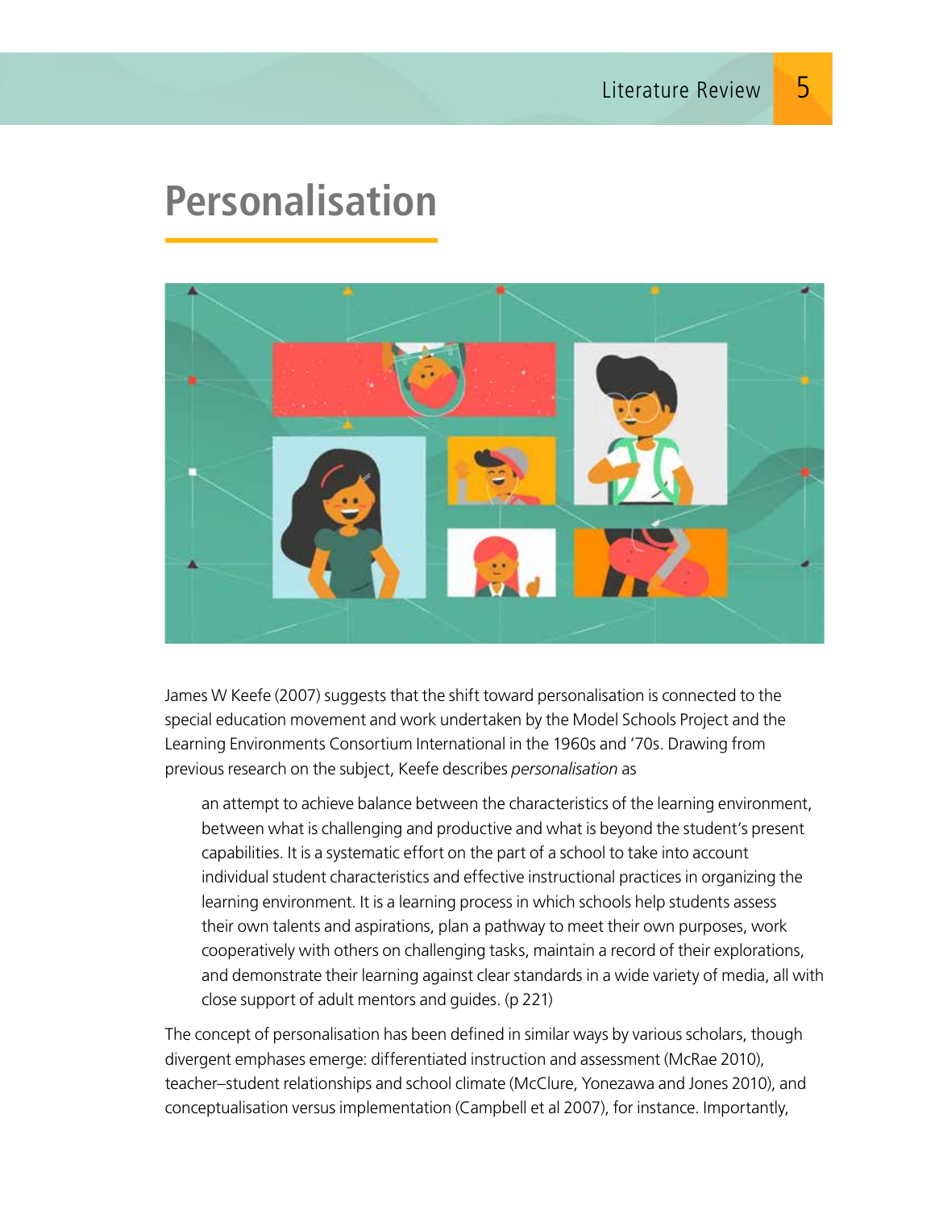# Personalisation

James W Keefe (2007) suggests that the shift toward personalisation is connected to the special education movement and work undertaken by the Model Schools Project and the Learning Environments Consortium International in the 1960s and '70s. Drawing from previous research on the subject, Keefe describes *personalisation* as

> an attempt to achieve balance between the characteristics of the learning environment, between what is challenging and productive and what is beyond the student's present capabilities. It is a systematic effort on the part of a school to take into account individual student characteristics and effective instructional practices in organizing the learning environment. It is a learning process in which schools help students assess their own talents and aspirations, plan a pathway to meet their own purposes, work cooperatively with others on challenging tasks, maintain a record of their explorations, and demonstrate their learning against clear standards in a wide variety of media, all with close support of adult mentors and guides. (p 221)

The concept of personalisation has been defined in similar ways by various scholars, though divergent emphases emerge: differentiated instruction and assessment (McRae 2010), teacher–student relationships and school climate (McClure, Yonezawa and Jones 2010), and conceptualisation versus implementation (Campbell et al 2007), for instance. Importantly,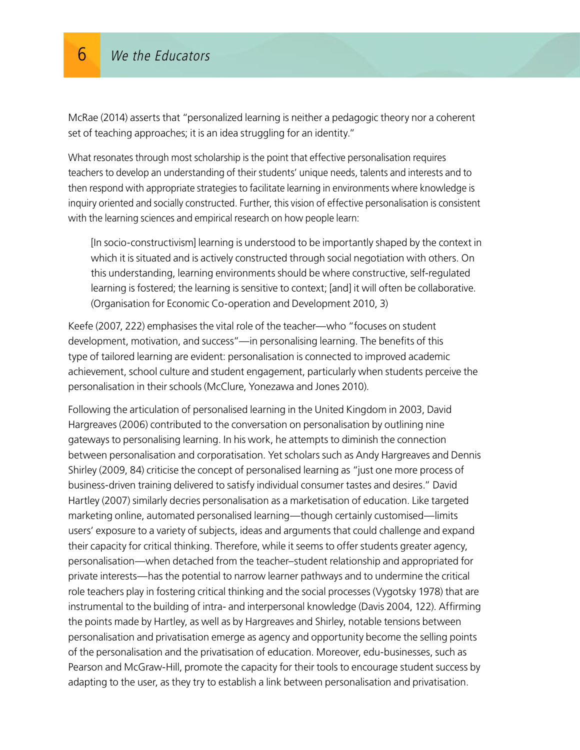McRae (2014) asserts that "personalized learning is neither a pedagogic theory nor a coherent set of teaching approaches; it is an idea struggling for an identity."

What resonates through most scholarship is the point that effective personalisation requires teachers to develop an understanding of their students' unique needs, talents and interests and to then respond with appropriate strategies to facilitate learning in environments where knowledge is inquiry oriented and socially constructed. Further, this vision of effective personalisation is consistent with the learning sciences and empirical research on how people learn:

> [In socio-constructivism] learning is understood to be importantly shaped by the context in which it is situated and is actively constructed through social negotiation with others. On this understanding, learning environments should be where constructive, self-regulated learning is fostered; the learning is sensitive to context; [and] it will often be collaborative. (Organisation for Economic Co-operation and Development 2010, 3)

Keefe (2007, 222) emphasises the vital role of the teacher—who "focuses on student development, motivation, and success"—in personalising learning. The benefits of this type of tailored learning are evident: personalisation is connected to improved academic achievement, school culture and student engagement, particularly when students perceive the personalisation in their schools (McClure, Yonezawa and Jones 2010).

Following the articulation of personalised learning in the United Kingdom in 2003, David Hargreaves (2006) contributed to the conversation on personalisation by outlining nine gateways to personalising learning. In his work, he attempts to diminish the connection between personalisation and corporatisation. Yet scholars such as Andy Hargreaves and Dennis Shirley (2009, 84) criticise the concept of personalised learning as "just one more process of business-driven training delivered to satisfy individual consumer tastes and desires." David Hartley (2007) similarly decries personalisation as a marketisation of education. Like targeted marketing online, automated personalised learning—though certainly customised—limits users' exposure to a variety of subjects, ideas and arguments that could challenge and expand their capacity for critical thinking. Therefore, while it seems to offer students greater agency, personalisation—when detached from the teacher–student relationship and appropriated for private interests—has the potential to narrow learner pathways and to undermine the critical role teachers play in fostering critical thinking and the social processes (Vygotsky 1978) that are instrumental to the building of intra- and interpersonal knowledge (Davis 2004, 122). Affirming the points made by Hartley, as well as by Hargreaves and Shirley, notable tensions between personalisation and privatisation emerge as agency and opportunity become the selling points of the personalisation and the privatisation of education. Moreover, edu-businesses, such as Pearson and McGraw-Hill, promote the capacity for their tools to encourage student success by adapting to the user, as they try to establish a link between personalisation and privatisation.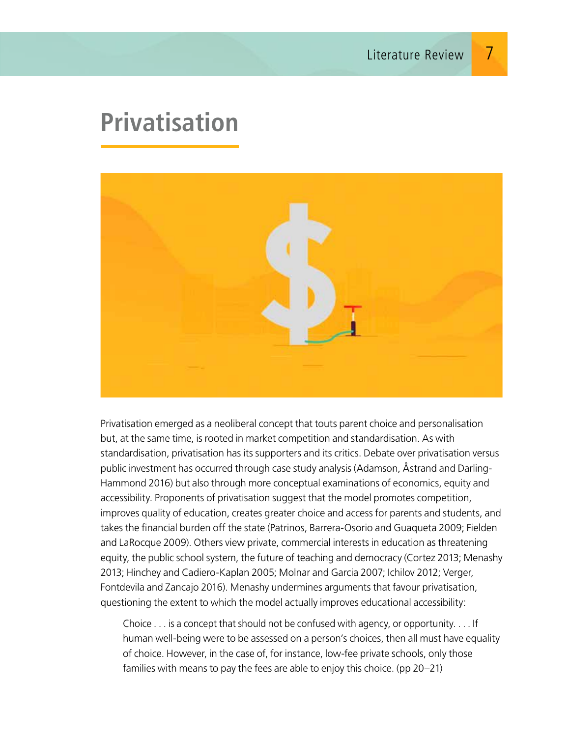# Privatisation

Privatisation emerged as a neoliberal concept that touts parent choice and personalisation but, at the same time, is rooted in market competition and standardisation. As with standardisation, privatisation has its supporters and its critics. Debate over privatisation versus public investment has occurred through case study analysis (Adamson, Åstrand and Darling-Hammond 2016) but also through more conceptual examinations of economics, equity and accessibility. Proponents of privatisation suggest that the model promotes competition, improves quality of education, creates greater choice and access for parents and students, and takes the financial burden off the state (Patrinos, Barrera-Osorio and Guaqueta 2009; Fielden and LaRocque 2009). Others view private, commercial interests in education as threatening equity, the public school system, the future of teaching and democracy (Cortez 2013; Menashy 2013; Hinchey and Cadiero-Kaplan 2005; Molnar and Garcia 2007; Ichilov 2012; Verger, Fontdevila and Zancajo 2016). Menashy undermines arguments that favour privatisation, questioning the extent to which the model actually improves educational accessibility:

> Choice . . . is a concept that should not be confused with agency, or opportunity. . . . If human well-being were to be assessed on a person's choices, then all must have equality of choice. However, in the case of, for instance, low-fee private schools, only those families with means to pay the fees are able to enjoy this choice. (pp 20–21)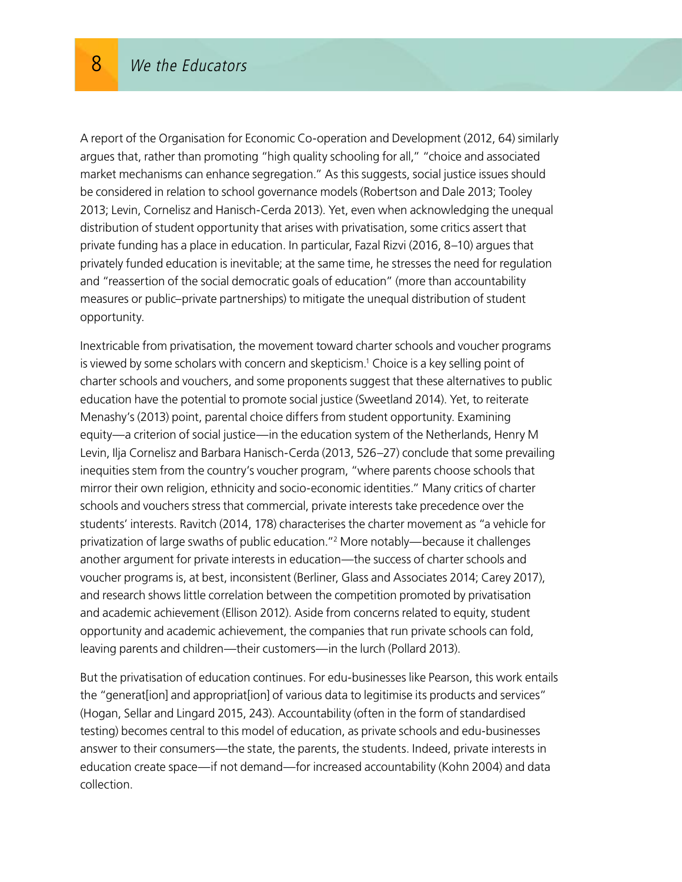A report of the Organisation for Economic Co-operation and Development (2012, 64) similarly argues that, rather than promoting "high quality schooling for all," "choice and associated market mechanisms can enhance segregation." As this suggests, social justice issues should be considered in relation to school governance models (Robertson and Dale 2013; Tooley 2013; Levin, Cornelisz and Hanisch-Cerda 2013). Yet, even when acknowledging the unequal distribution of student opportunity that arises with privatisation, some critics assert that private funding has a place in education. In particular, Fazal Rizvi (2016, 8–10) argues that privately funded education is inevitable; at the same time, he stresses the need for regulation and "reassertion of the social democratic goals of education" (more than accountability measures or public–private partnerships) to mitigate the unequal distribution of student opportunity.

Inextricable from privatisation, the movement toward charter schools and voucher programs is viewed by some scholars with concern and skepticism.[1] Choice is a key selling point of charter schools and vouchers, and some proponents suggest that these alternatives to public education have the potential to promote social justice (Sweetland 2014). Yet, to reiterate Menashy's (2013) point, parental choice differs from student opportunity. Examining equity—a criterion of social justice—in the education system of the Netherlands, Henry M Levin, Ilja Cornelisz and Barbara Hanisch-Cerda (2013, 526–27) conclude that some prevailing inequities stem from the country's voucher program, "where parents choose schools that mirror their own religion, ethnicity and socio-economic identities." Many critics of charter schools and vouchers stress that commercial, private interests take precedence over the students' interests. Ravitch (2014, 178) characterises the charter movement as "a vehicle for privatization of large swaths of public education."[2] More notably—because it challenges another argument for private interests in education—the success of charter schools and voucher programs is, at best, inconsistent (Berliner, Glass and Associates 2014; Carey 2017), and research shows little correlation between the competition promoted by privatisation and academic achievement (Ellison 2012). Aside from concerns related to equity, student opportunity and academic achievement, the companies that run private schools can fold, leaving parents and children—their customers—in the lurch (Pollard 2013).

But the privatisation of education continues. For edu-businesses like Pearson, this work entails the "generat[ion] and appropriat[ion] of various data to legitimise its products and services" (Hogan, Sellar and Lingard 2015, 243). Accountability (often in the form of standardised testing) becomes central to this model of education, as private schools and edu-businesses answer to their consumers—the state, the parents, the students. Indeed, private interests in education create space—if not demand—for increased accountability (Kohn 2004) and data collection.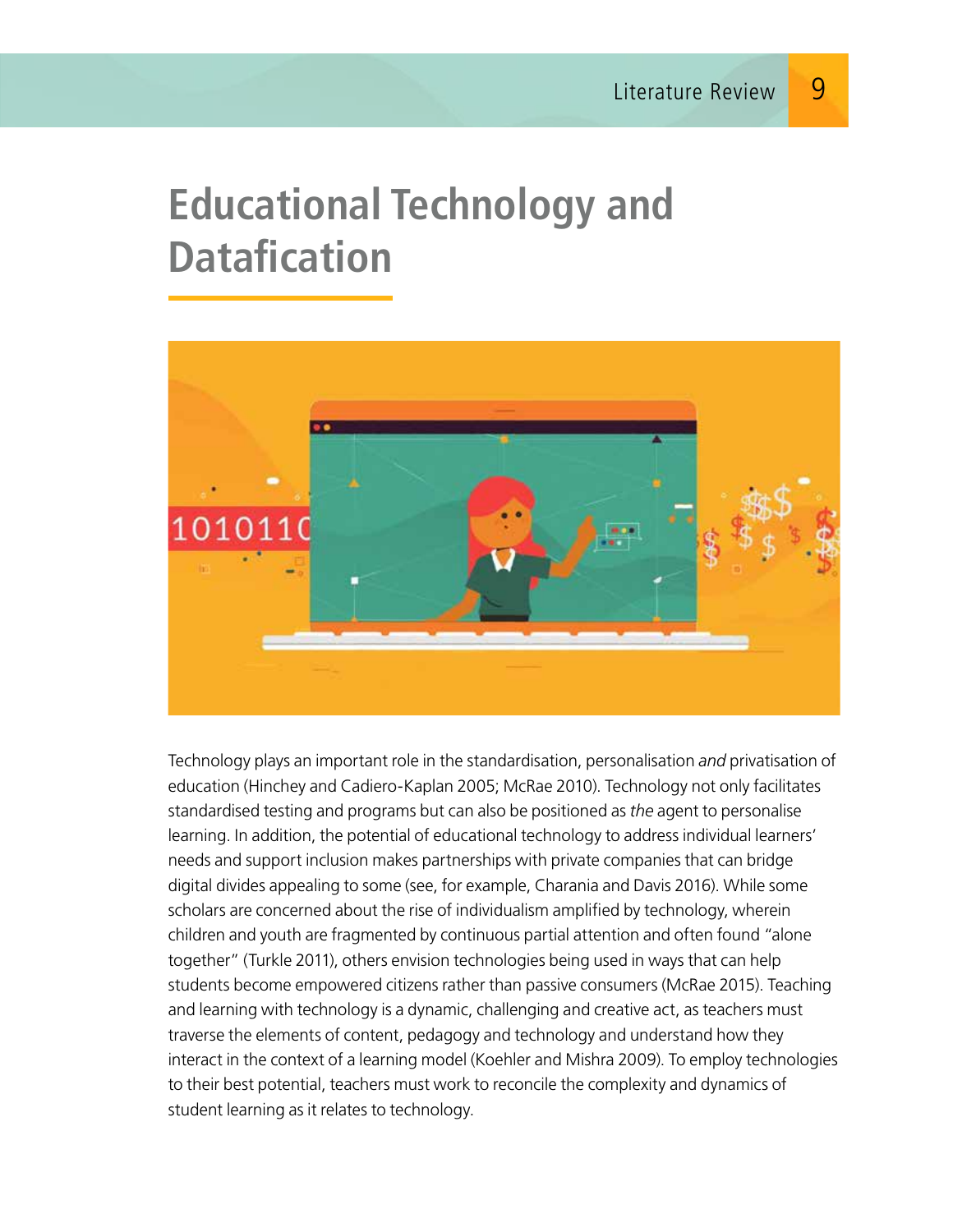# Educational Technology and Datafication

Technology plays an important role in the standardisation, personalisation *and* privatisation of education (Hinchey and Cadiero-Kaplan 2005; McRae 2010). Technology not only facilitates standardised testing and programs but can also be positioned as *the* agent to personalise learning. In addition, the potential of educational technology to address individual learners' needs and support inclusion makes partnerships with private companies that can bridge digital divides appealing to some (see, for example, Charania and Davis 2016). While some scholars are concerned about the rise of individualism amplified by technology, wherein children and youth are fragmented by continuous partial attention and often found "alone together" (Turkle 2011), others envision technologies being used in ways that can help students become empowered citizens rather than passive consumers (McRae 2015). Teaching and learning with technology is a dynamic, challenging and creative act, as teachers must traverse the elements of content, pedagogy and technology and understand how they interact in the context of a learning model (Koehler and Mishra 2009). To employ technologies to their best potential, teachers must work to reconcile the complexity and dynamics of student learning as it relates to technology.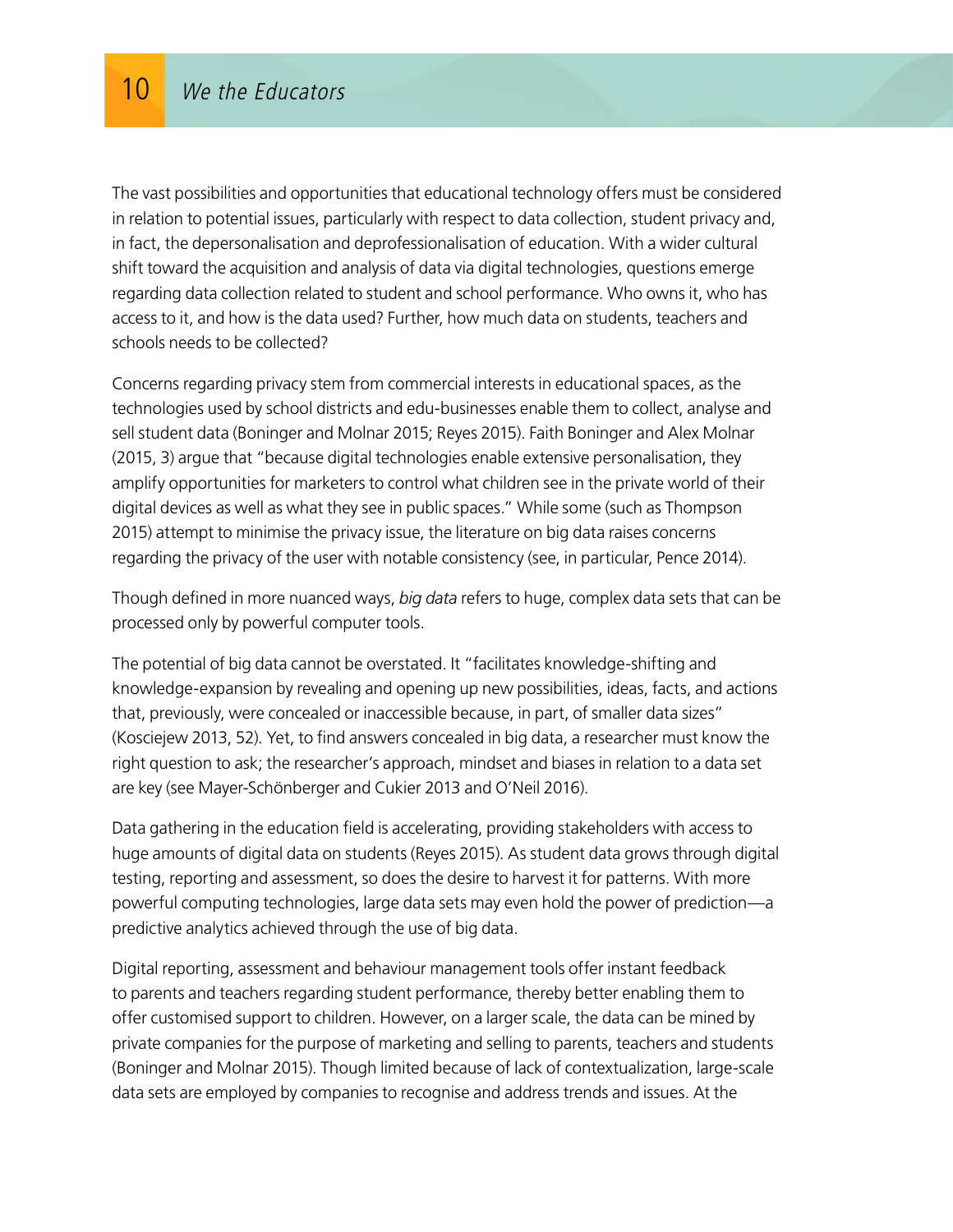The vast possibilities and opportunities that educational technology offers must be considered in relation to potential issues, particularly with respect to data collection, student privacy and, in fact, the depersonalisation and deprofessionalisation of education. With a wider cultural shift toward the acquisition and analysis of data via digital technologies, questions emerge regarding data collection related to student and school performance. Who owns it, who has access to it, and how is the data used? Further, how much data on students, teachers and schools needs to be collected?

Concerns regarding privacy stem from commercial interests in educational spaces, as the technologies used by school districts and edu-businesses enable them to collect, analyse and sell student data (Boninger and Molnar 2015; Reyes 2015). Faith Boninger and Alex Molnar (2015, 3) argue that "because digital technologies enable extensive personalisation, they amplify opportunities for marketers to control what children see in the private world of their digital devices as well as what they see in public spaces." While some (such as Thompson 2015) attempt to minimise the privacy issue, the literature on big data raises concerns regarding the privacy of the user with notable consistency (see, in particular, Pence 2014).

Though defined in more nuanced ways, *big data* refers to huge, complex data sets that can be processed only by powerful computer tools.

The potential of big data cannot be overstated. It "facilitates knowledge-shifting and knowledge-expansion by revealing and opening up new possibilities, ideas, facts, and actions that, previously, were concealed or inaccessible because, in part, of smaller data sizes" (Kosciejew 2013, 52). Yet, to find answers concealed in big data, a researcher must know the right question to ask; the researcher's approach, mindset and biases in relation to a data set are key (see Mayer-Schönberger and Cukier 2013 and O'Neil 2016).

Data gathering in the education field is accelerating, providing stakeholders with access to huge amounts of digital data on students (Reyes 2015). As student data grows through digital testing, reporting and assessment, so does the desire to harvest it for patterns. With more powerful computing technologies, large data sets may even hold the power of prediction—a predictive analytics achieved through the use of big data.

Digital reporting, assessment and behaviour management tools offer instant feedback to parents and teachers regarding student performance, thereby better enabling them to offer customised support to children. However, on a larger scale, the data can be mined by private companies for the purpose of marketing and selling to parents, teachers and students (Boninger and Molnar 2015). Though limited because of lack of contextualization, large-scale data sets are employed by companies to recognise and address trends and issues. At the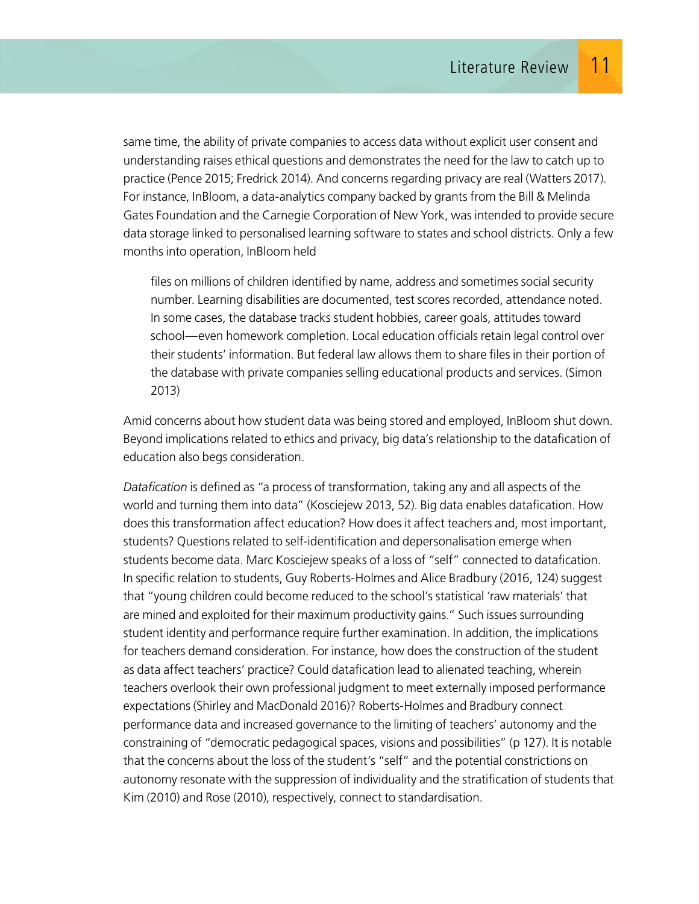same time, the ability of private companies to access data without explicit user consent and understanding raises ethical questions and demonstrates the need for the law to catch up to practice (Pence 2015; Fredrick 2014). And concerns regarding privacy are real (Watters 2017). For instance, InBloom, a data-analytics company backed by grants from the Bill & Melinda Gates Foundation and the Carnegie Corporation of New York, was intended to provide secure data storage linked to personalised learning software to states and school districts. Only a few months into operation, InBloom held

> files on millions of children identified by name, address and sometimes social security number. Learning disabilities are documented, test scores recorded, attendance noted. In some cases, the database tracks student hobbies, career goals, attitudes toward school—even homework completion. Local education officials retain legal control over their students' information. But federal law allows them to share files in their portion of the database with private companies selling educational products and services. (Simon 2013)

Amid concerns about how student data was being stored and employed, InBloom shut down. Beyond implications related to ethics and privacy, big data's relationship to the datafication of education also begs consideration.

*Datafication* is defined as "a process of transformation, taking any and all aspects of the world and turning them into data" (Kosciejew 2013, 52). Big data enables datafication. How does this transformation affect education? How does it affect teachers and, most important, students? Questions related to self-identification and depersonalisation emerge when students become data. Marc Kosciejew speaks of a loss of "self" connected to datafication. In specific relation to students, Guy Roberts-Holmes and Alice Bradbury (2016, 124) suggest that "young children could become reduced to the school's statistical 'raw materials' that are mined and exploited for their maximum productivity gains." Such issues surrounding student identity and performance require further examination. In addition, the implications for teachers demand consideration. For instance, how does the construction of the student as data affect teachers' practice? Could datafication lead to alienated teaching, wherein teachers overlook their own professional judgment to meet externally imposed performance expectations (Shirley and MacDonald 2016)? Roberts-Holmes and Bradbury connect performance data and increased governance to the limiting of teachers' autonomy and the constraining of "democratic pedagogical spaces, visions and possibilities" (p 127). It is notable that the concerns about the loss of the student's "self" and the potential constrictions on autonomy resonate with the suppression of individuality and the stratification of students that Kim (2010) and Rose (2010), respectively, connect to standardisation.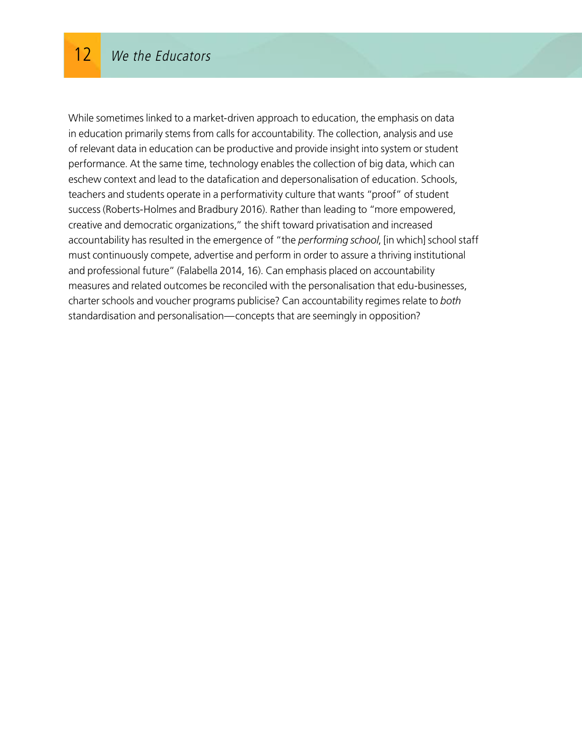While sometimes linked to a market-driven approach to education, the emphasis on data in education primarily stems from calls for accountability. The collection, analysis and use of relevant data in education can be productive and provide insight into system or student performance. At the same time, technology enables the collection of big data, which can eschew context and lead to the datafication and depersonalisation of education. Schools, teachers and students operate in a performativity culture that wants "proof" of student success (Roberts-Holmes and Bradbury 2016). Rather than leading to "more empowered, creative and democratic organizations," the shift toward privatisation and increased accountability has resulted in the emergence of "the *performing school*, [in which] school staff must continuously compete, advertise and perform in order to assure a thriving institutional and professional future" (Falabella 2014, 16). Can emphasis placed on accountability measures and related outcomes be reconciled with the personalisation that edu-businesses, charter schools and voucher programs publicise? Can accountability regimes relate to *both* standardisation and personalisation—concepts that are seemingly in opposition?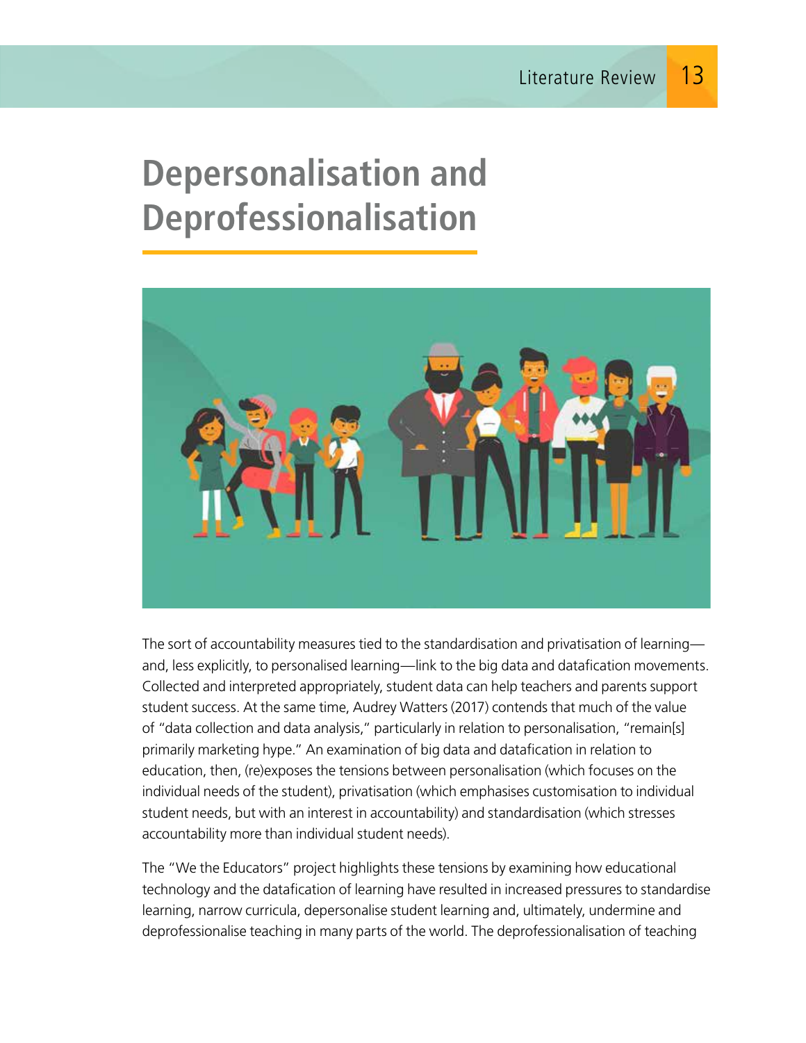# Depersonalisation and Deprofessionalisation

The sort of accountability measures tied to the standardisation and privatisation of learning—and, less explicitly, to personalised learning—link to the big data and datafication movements. Collected and interpreted appropriately, student data can help teachers and parents support student success. At the same time, Audrey Watters (2017) contends that much of the value of "data collection and data analysis," particularly in relation to personalisation, "remain[s] primarily marketing hype." An examination of big data and datafication in relation to education, then, (re)exposes the tensions between personalisation (which focuses on the individual needs of the student), privatisation (which emphasises customisation to individual student needs, but with an interest in accountability) and standardisation (which stresses accountability more than individual student needs).

The "We the Educators" project highlights these tensions by examining how educational technology and the datafication of learning have resulted in increased pressures to standardise learning, narrow curricula, depersonalise student learning and, ultimately, undermine and deprofessionalise teaching in many parts of the world. The deprofessionalisation of teaching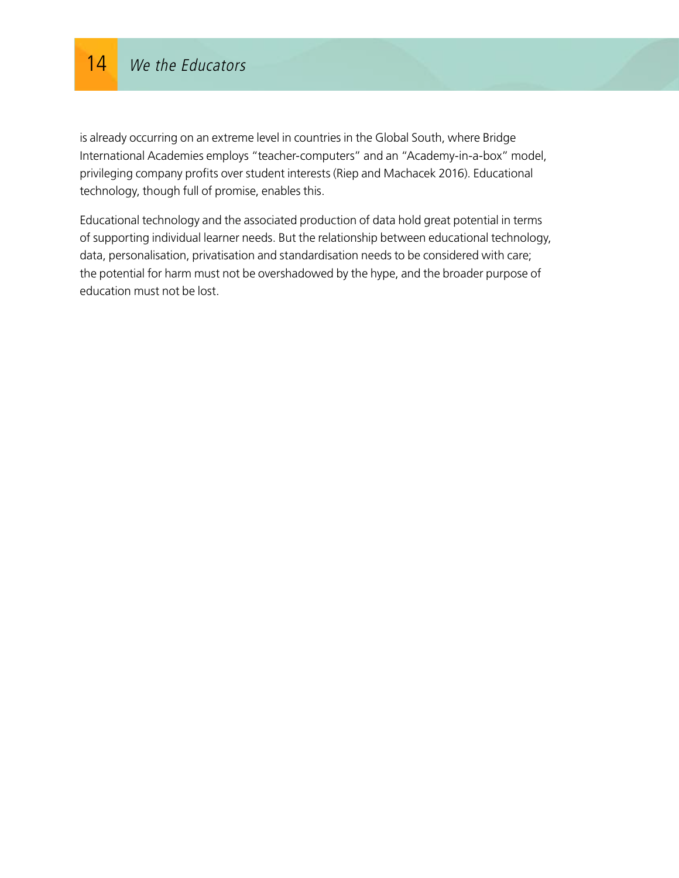is already occurring on an extreme level in countries in the Global South, where Bridge International Academies employs "teacher-computers" and an "Academy-in-a-box" model, privileging company profits over student interests (Riep and Machacek 2016). Educational technology, though full of promise, enables this.

Educational technology and the associated production of data hold great potential in terms of supporting individual learner needs. But the relationship between educational technology, data, personalisation, privatisation and standardisation needs to be considered with care; the potential for harm must not be overshadowed by the hype, and the broader purpose of education must not be lost.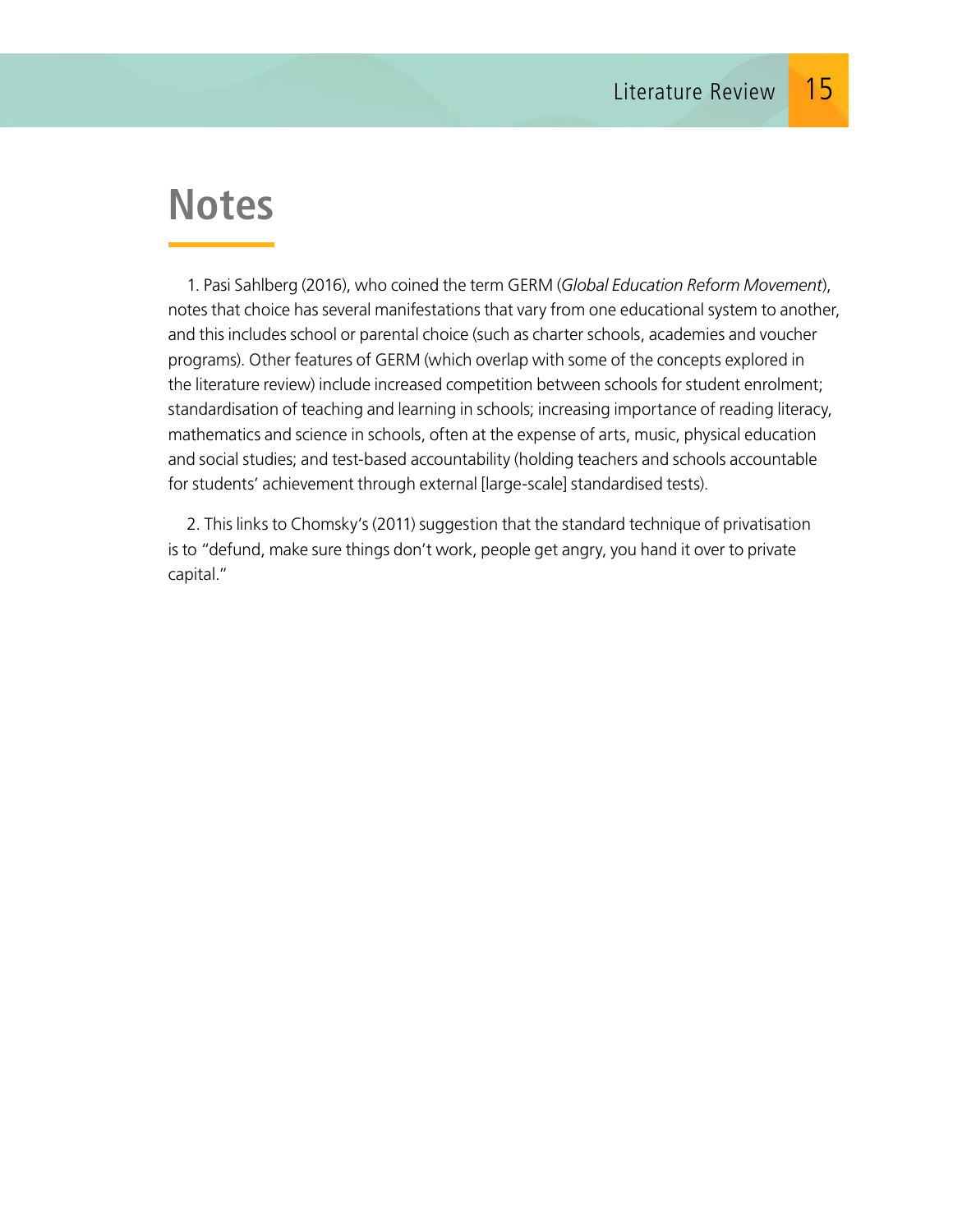# Notes

1. Pasi Sahlberg (2016), who coined the term GERM (*Global Education Reform Movement*), notes that choice has several manifestations that vary from one educational system to another, and this includes school or parental choice (such as charter schools, academies and voucher programs). Other features of GERM (which overlap with some of the concepts explored in the literature review) include increased competition between schools for student enrolment; standardisation of teaching and learning in schools; increasing importance of reading literacy, mathematics and science in schools, often at the expense of arts, music, physical education and social studies; and test-based accountability (holding teachers and schools accountable for students' achievement through external [large-scale] standardised tests).

2. This links to Chomsky's (2011) suggestion that the standard technique of privatisation is to "defund, make sure things don't work, people get angry, you hand it over to private capital."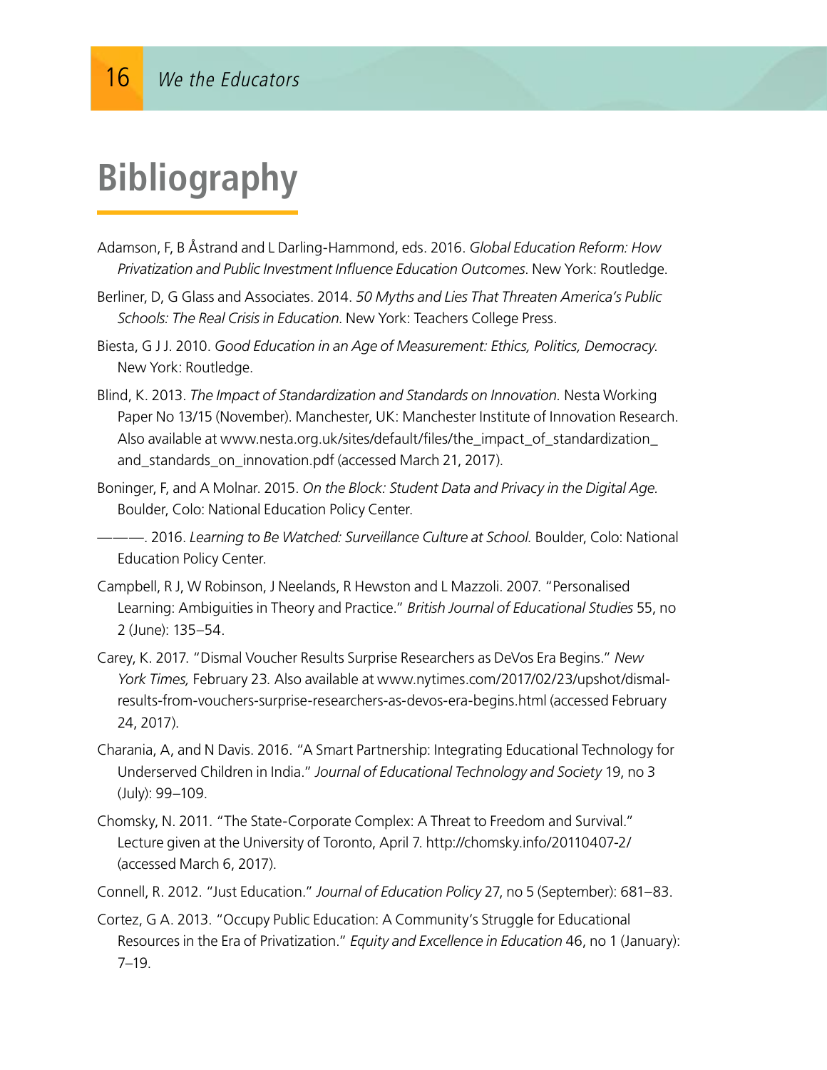# Bibliography

Adamson, F, B Åstrand and L Darling-Hammond, eds. 2016. *Global Education Reform: How Privatization and Public Investment Influence Education Outcomes*. New York: Routledge.

Berliner, D, G Glass and Associates. 2014. *50 Myths and Lies That Threaten America's Public Schools: The Real Crisis in Education*. New York: Teachers College Press.

Biesta, G J J. 2010. *Good Education in an Age of Measurement: Ethics, Politics, Democracy*. New York: Routledge.

Blind, K. 2013. *The Impact of Standardization and Standards on Innovation.* Nesta Working Paper No 13/15 (November). Manchester, UK: Manchester Institute of Innovation Research. Also available at www.nesta.org.uk/sites/default/files/the_impact_of_standardization_and_standards_on_innovation.pdf (accessed March 21, 2017).

Boninger, F, and A Molnar. 2015. *On the Block: Student Data and Privacy in the Digital Age.* Boulder, Colo: National Education Policy Center.

———. 2016. *Learning to Be Watched: Surveillance Culture at School.* Boulder, Colo: National Education Policy Center.

Campbell, R J, W Robinson, J Neelands, R Hewston and L Mazzoli. 2007. "Personalised Learning: Ambiguities in Theory and Practice." *British Journal of Educational Studies* 55, no 2 (June): 135–54.

Carey, K. 2017. "Dismal Voucher Results Surprise Researchers as DeVos Era Begins." *New York Times,* February 23. Also available at www.nytimes.com/2017/02/23/upshot/dismal-results-from-vouchers-surprise-researchers-as-devos-era-begins.html (accessed February 24, 2017).

Charania, A, and N Davis. 2016. "A Smart Partnership: Integrating Educational Technology for Underserved Children in India." *Journal of Educational Technology and Society* 19, no 3 (July): 99–109.

Chomsky, N. 2011. "The State-Corporate Complex: A Threat to Freedom and Survival." Lecture given at the University of Toronto, April 7. http://chomsky.info/20110407-2/ (accessed March 6, 2017).

Connell, R. 2012. "Just Education." *Journal of Education Policy* 27, no 5 (September): 681–83.

Cortez, G A. 2013. "Occupy Public Education: A Community's Struggle for Educational Resources in the Era of Privatization." *Equity and Excellence in Education* 46, no 1 (January): 7–19.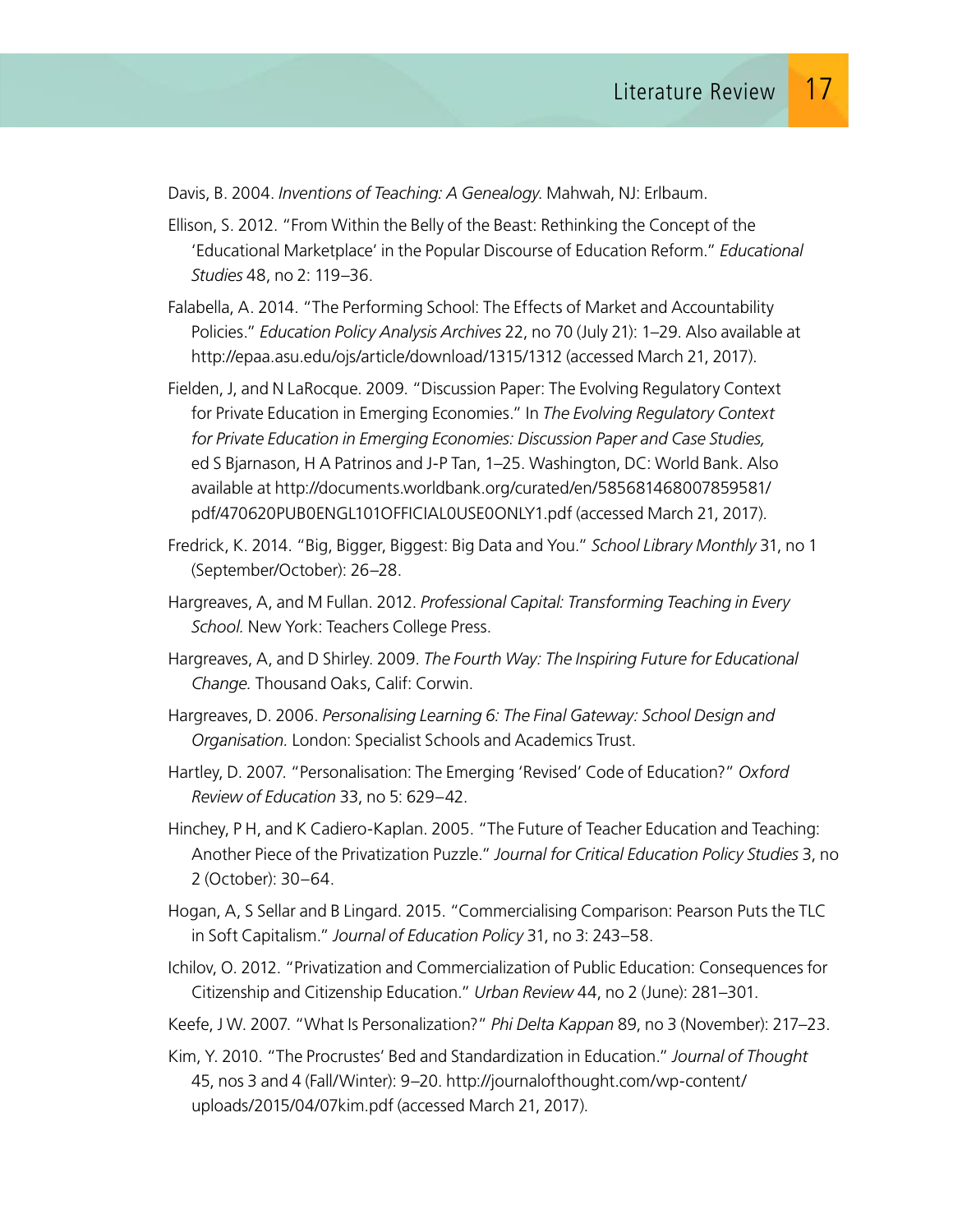Davis, B. 2004. *Inventions of Teaching: A Genealogy.* Mahwah, NJ: Erlbaum.

Ellison, S. 2012. "From Within the Belly of the Beast: Rethinking the Concept of the 'Educational Marketplace' in the Popular Discourse of Education Reform." *Educational Studies* 48, no 2: 119–36.

Falabella, A. 2014. "The Performing School: The Effects of Market and Accountability Policies." *Education Policy Analysis Archives* 22, no 70 (July 21): 1–29. Also available at http://epaa.asu.edu/ojs/article/download/1315/1312 (accessed March 21, 2017).

Fielden, J, and N LaRocque. 2009. "Discussion Paper: The Evolving Regulatory Context for Private Education in Emerging Economies." In *The Evolving Regulatory Context for Private Education in Emerging Economies: Discussion Paper and Case Studies,* ed S Bjarnason, H A Patrinos and J-P Tan, 1–25. Washington, DC: World Bank. Also available at http://documents.worldbank.org/curated/en/585681468007859581/pdf/470620PUB0ENGL101OFFICIAL0USE0ONLY1.pdf (accessed March 21, 2017).

Fredrick, K. 2014. "Big, Bigger, Biggest: Big Data and You." *School Library Monthly* 31, no 1 (September/October): 26–28.

Hargreaves, A, and M Fullan. 2012. *Professional Capital: Transforming Teaching in Every School.* New York: Teachers College Press.

Hargreaves, A, and D Shirley. 2009. *The Fourth Way: The Inspiring Future for Educational Change.* Thousand Oaks, Calif: Corwin.

Hargreaves, D. 2006. *Personalising Learning 6: The Final Gateway: School Design and Organisation.* London: Specialist Schools and Academics Trust.

Hartley, D. 2007. "Personalisation: The Emerging 'Revised' Code of Education?" *Oxford Review of Education* 33, no 5: 629–42.

Hinchey, P H, and K Cadiero-Kaplan. 2005. "The Future of Teacher Education and Teaching: Another Piece of the Privatization Puzzle." *Journal for Critical Education Policy Studies* 3, no 2 (October): 30–64.

Hogan, A, S Sellar and B Lingard. 2015. "Commercialising Comparison: Pearson Puts the TLC in Soft Capitalism." *Journal of Education Policy* 31, no 3: 243–58.

Ichilov, O. 2012. "Privatization and Commercialization of Public Education: Consequences for Citizenship and Citizenship Education." *Urban Review* 44, no 2 (June): 281–301.

Keefe, J W. 2007. "What Is Personalization?" *Phi Delta Kappan* 89, no 3 (November): 217–23.

Kim, Y. 2010. "The Procrustes' Bed and Standardization in Education." *Journal of Thought* 45, nos 3 and 4 (Fall/Winter): 9–20. http://journalofthought.com/wp-content/uploads/2015/04/07kim.pdf (accessed March 21, 2017).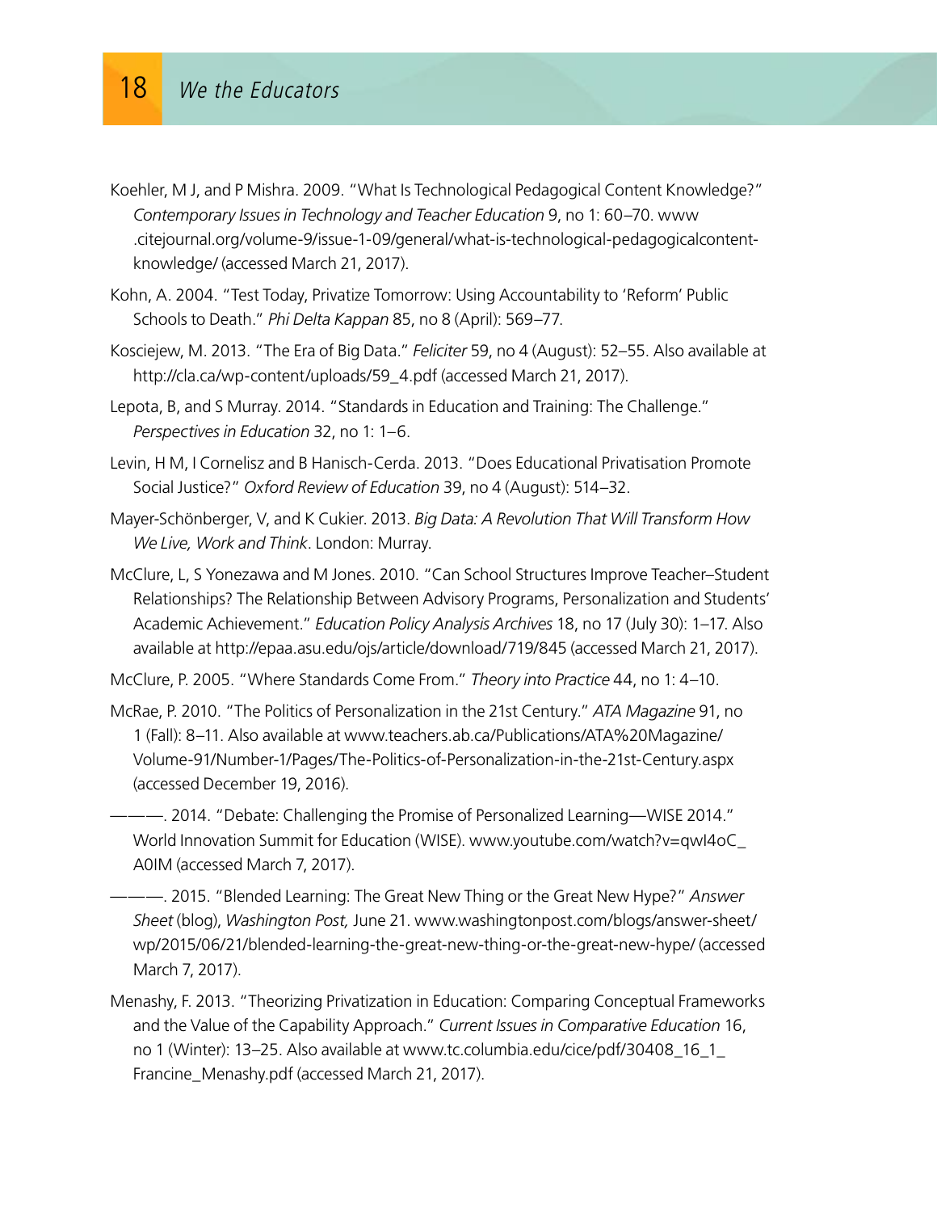Koehler, M J, and P Mishra. 2009. "What Is Technological Pedagogical Content Knowledge?" *Contemporary Issues in Technology and Teacher Education* 9, no 1: 60–70. www.citejournal.org/volume-9/issue-1-09/general/what-is-technological-pedagogicalcontent-knowledge/ (accessed March 21, 2017).

Kohn, A. 2004. "Test Today, Privatize Tomorrow: Using Accountability to 'Reform' Public Schools to Death." *Phi Delta Kappan* 85, no 8 (April): 569–77.

Kosciejew, M. 2013. "The Era of Big Data." *Feliciter* 59, no 4 (August): 52–55. Also available at http://cla.ca/wp-content/uploads/59_4.pdf (accessed March 21, 2017).

Lepota, B, and S Murray. 2014. "Standards in Education and Training: The Challenge." *Perspectives in Education* 32, no 1: 1–6.

Levin, H M, I Cornelisz and B Hanisch-Cerda. 2013. "Does Educational Privatisation Promote Social Justice?" *Oxford Review of Education* 39, no 4 (August): 514–32.

Mayer-Schönberger, V, and K Cukier. 2013. *Big Data: A Revolution That Will Transform How We Live, Work and Think*. London: Murray.

McClure, L, S Yonezawa and M Jones. 2010. "Can School Structures Improve Teacher–Student Relationships? The Relationship Between Advisory Programs, Personalization and Students' Academic Achievement." *Education Policy Analysis Archives* 18, no 17 (July 30): 1–17. Also available at http://epaa.asu.edu/ojs/article/download/719/845 (accessed March 21, 2017).

McClure, P. 2005. "Where Standards Come From." *Theory into Practice* 44, no 1: 4–10.

McRae, P. 2010. "The Politics of Personalization in the 21st Century." *ATA Magazine* 91, no 1 (Fall): 8–11. Also available at www.teachers.ab.ca/Publications/ATA%20Magazine/Volume-91/Number-1/Pages/The-Politics-of-Personalization-in-the-21st-Century.aspx (accessed December 19, 2016).

———. 2014. "Debate: Challenging the Promise of Personalized Learning—WISE 2014." World Innovation Summit for Education (WISE). www.youtube.com/watch?v=qwI4oC_A0IM (accessed March 7, 2017).

———. 2015. "Blended Learning: The Great New Thing or the Great New Hype?" *Answer Sheet* (blog), *Washington Post,* June 21. www.washingtonpost.com/blogs/answer-sheet/wp/2015/06/21/blended-learning-the-great-new-thing-or-the-great-new-hype/ (accessed March 7, 2017).

Menashy, F. 2013. "Theorizing Privatization in Education: Comparing Conceptual Frameworks and the Value of the Capability Approach." *Current Issues in Comparative Education* 16, no 1 (Winter): 13–25. Also available at www.tc.columbia.edu/cice/pdf/30408_16_1_Francine_Menashy.pdf (accessed March 21, 2017).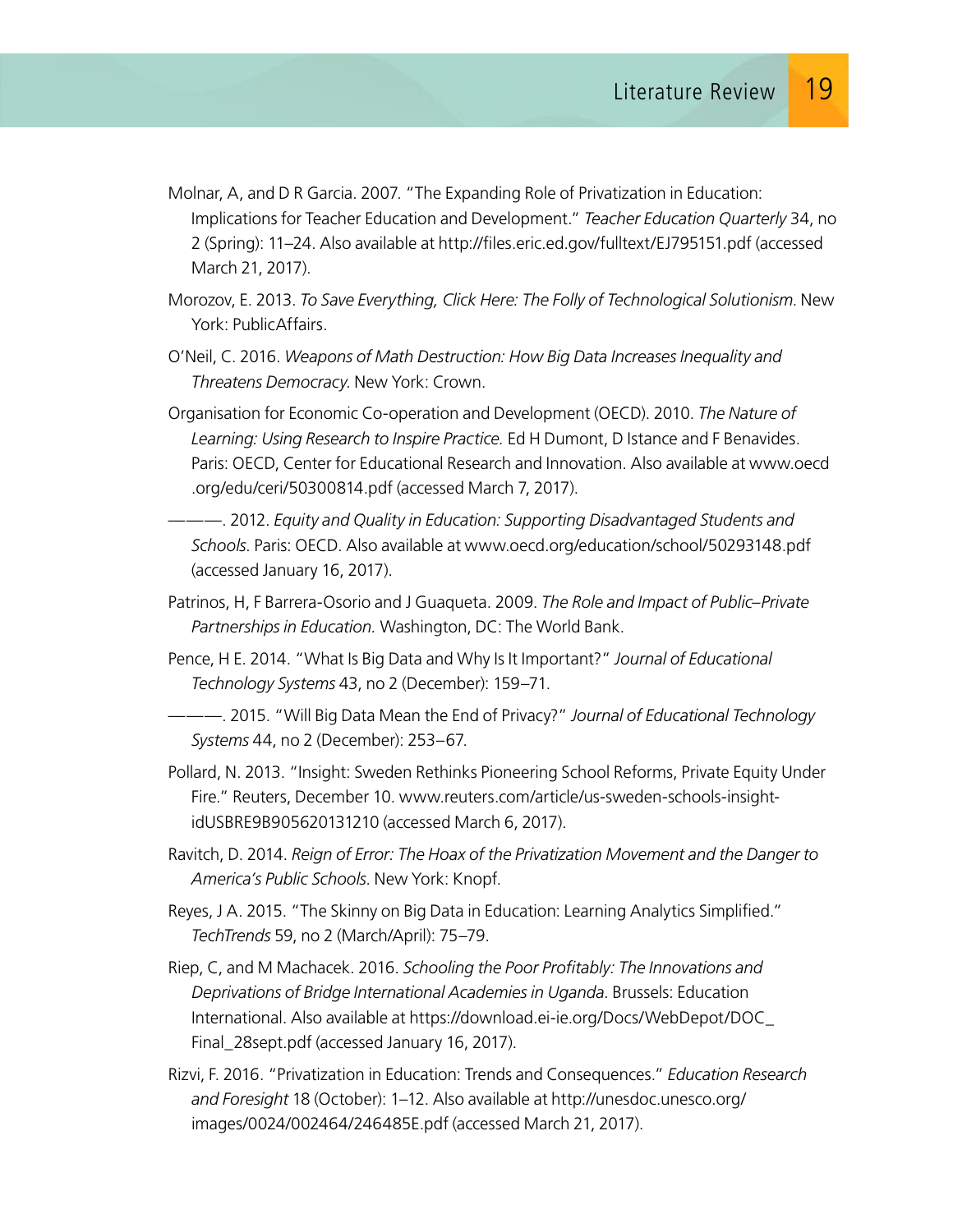Molnar, A, and D R Garcia. 2007. "The Expanding Role of Privatization in Education: Implications for Teacher Education and Development." *Teacher Education Quarterly* 34, no 2 (Spring): 11–24. Also available at http://files.eric.ed.gov/fulltext/EJ795151.pdf (accessed March 21, 2017).

Morozov, E. 2013. *To Save Everything, Click Here: The Folly of Technological Solutionism*. New York: PublicAffairs.

O'Neil, C. 2016. *Weapons of Math Destruction: How Big Data Increases Inequality and Threatens Democracy*. New York: Crown.

Organisation for Economic Co-operation and Development (OECD). 2010. *The Nature of Learning: Using Research to Inspire Practice.* Ed H Dumont, D Istance and F Benavides. Paris: OECD, Center for Educational Research and Innovation. Also available at www.oecd.org/edu/ceri/50300814.pdf (accessed March 7, 2017).

———. 2012. *Equity and Quality in Education: Supporting Disadvantaged Students and Schools*. Paris: OECD. Also available at www.oecd.org/education/school/50293148.pdf (accessed January 16, 2017).

Patrinos, H, F Barrera-Osorio and J Guaqueta. 2009. *The Role and Impact of Public–Private Partnerships in Education.* Washington, DC: The World Bank.

Pence, H E. 2014. "What Is Big Data and Why Is It Important?" *Journal of Educational Technology Systems* 43, no 2 (December): 159–71.

———. 2015. "Will Big Data Mean the End of Privacy?" *Journal of Educational Technology Systems* 44, no 2 (December): 253–67.

Pollard, N. 2013. "Insight: Sweden Rethinks Pioneering School Reforms, Private Equity Under Fire." Reuters, December 10. www.reuters.com/article/us-sweden-schools-insight-idUSBRE9B905620131210 (accessed March 6, 2017).

Ravitch, D. 2014. *Reign of Error: The Hoax of the Privatization Movement and the Danger to America's Public Schools*. New York: Knopf.

Reyes, J A. 2015. "The Skinny on Big Data in Education: Learning Analytics Simplified." *TechTrends* 59, no 2 (March/April): 75–79.

Riep, C, and M Machacek. 2016. *Schooling the Poor Profitably: The Innovations and Deprivations of Bridge International Academies in Uganda*. Brussels: Education International. Also available at https://download.ei-ie.org/Docs/WebDepot/DOC_Final_28sept.pdf (accessed January 16, 2017).

Rizvi, F. 2016. "Privatization in Education: Trends and Consequences." *Education Research and Foresight* 18 (October): 1–12. Also available at http://unesdoc.unesco.org/images/0024/002464/246485E.pdf (accessed March 21, 2017).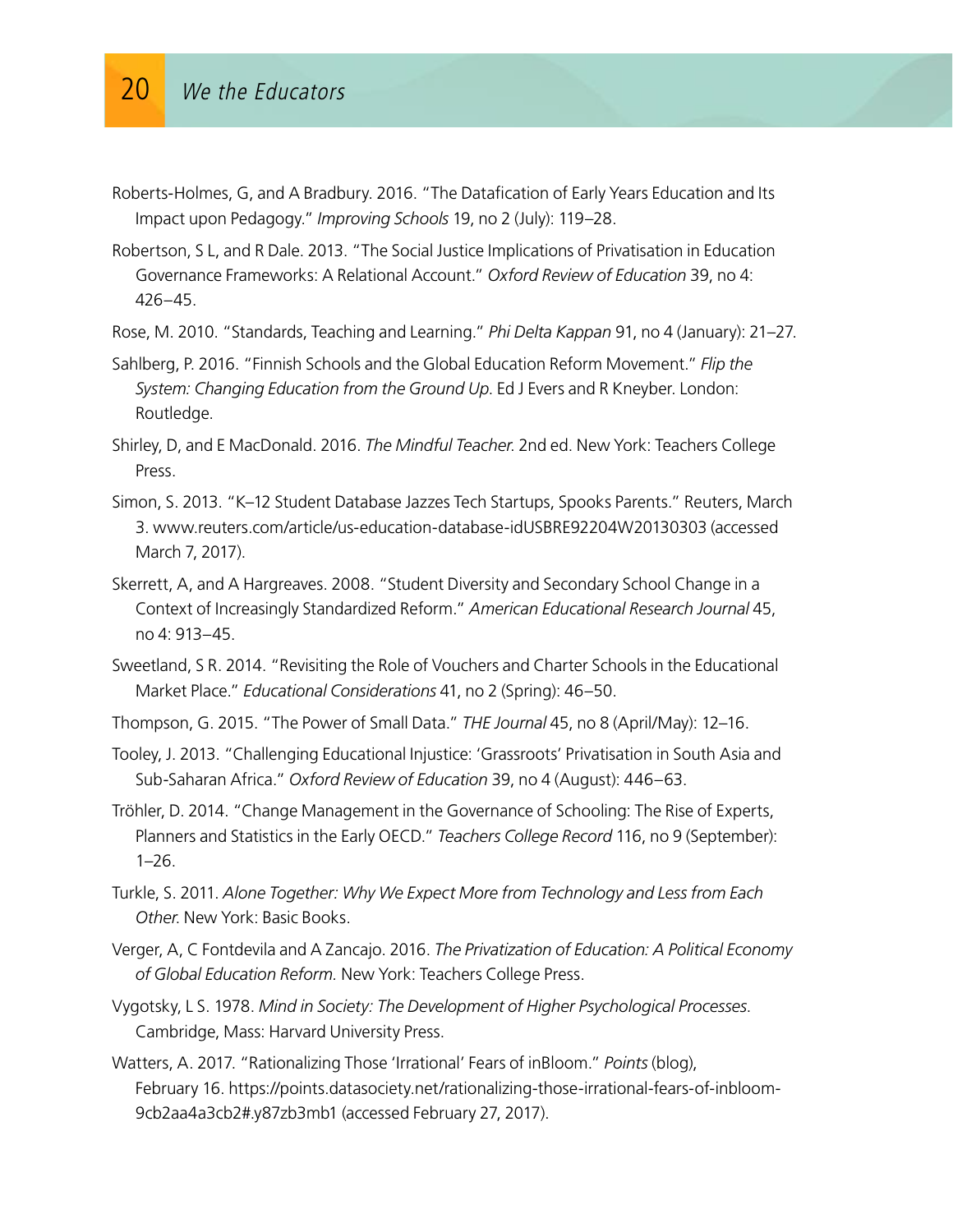Roberts-Holmes, G, and A Bradbury. 2016. "The Datafication of Early Years Education and Its Impact upon Pedagogy." *Improving Schools* 19, no 2 (July): 119–28.

Robertson, S L, and R Dale. 2013. "The Social Justice Implications of Privatisation in Education Governance Frameworks: A Relational Account." *Oxford Review of Education* 39, no 4: 426–45.

Rose, M. 2010. "Standards, Teaching and Learning." *Phi Delta Kappan* 91, no 4 (January): 21–27.

Sahlberg, P. 2016. "Finnish Schools and the Global Education Reform Movement." *Flip the System: Changing Education from the Ground Up.* Ed J Evers and R Kneyber. London: Routledge.

Shirley, D, and E MacDonald. 2016. *The Mindful Teacher.* 2nd ed. New York: Teachers College Press.

Simon, S. 2013. "K–12 Student Database Jazzes Tech Startups, Spooks Parents." Reuters, March 3. www.reuters.com/article/us-education-database-idUSBRE92204W20130303 (accessed March 7, 2017).

Skerrett, A, and A Hargreaves. 2008. "Student Diversity and Secondary School Change in a Context of Increasingly Standardized Reform." *American Educational Research Journal* 45, no 4: 913–45.

Sweetland, S R. 2014. "Revisiting the Role of Vouchers and Charter Schools in the Educational Market Place." *Educational Considerations* 41, no 2 (Spring): 46–50.

Thompson, G. 2015. "The Power of Small Data." *THE Journal* 45, no 8 (April/May): 12–16.

Tooley, J. 2013. "Challenging Educational Injustice: 'Grassroots' Privatisation in South Asia and Sub-Saharan Africa." *Oxford Review of Education* 39, no 4 (August): 446–63.

Tröhler, D. 2014. "Change Management in the Governance of Schooling: The Rise of Experts, Planners and Statistics in the Early OECD." *Teachers College Record* 116, no 9 (September): 1–26.

Turkle, S. 2011. *Alone Together: Why We Expect More from Technology and Less from Each Other.* New York: Basic Books.

Verger, A, C Fontdevila and A Zancajo. 2016. *The Privatization of Education: A Political Economy of Global Education Reform.* New York: Teachers College Press.

Vygotsky, L S. 1978. *Mind in Society: The Development of Higher Psychological Processes.* Cambridge, Mass: Harvard University Press.

Watters, A. 2017. "Rationalizing Those 'Irrational' Fears of inBloom." *Points* (blog), February 16. https://points.datasociety.net/rationalizing-those-irrational-fears-of-inbloom-9cb2aa4a3cb2#.y87zb3mb1 (accessed February 27, 2017).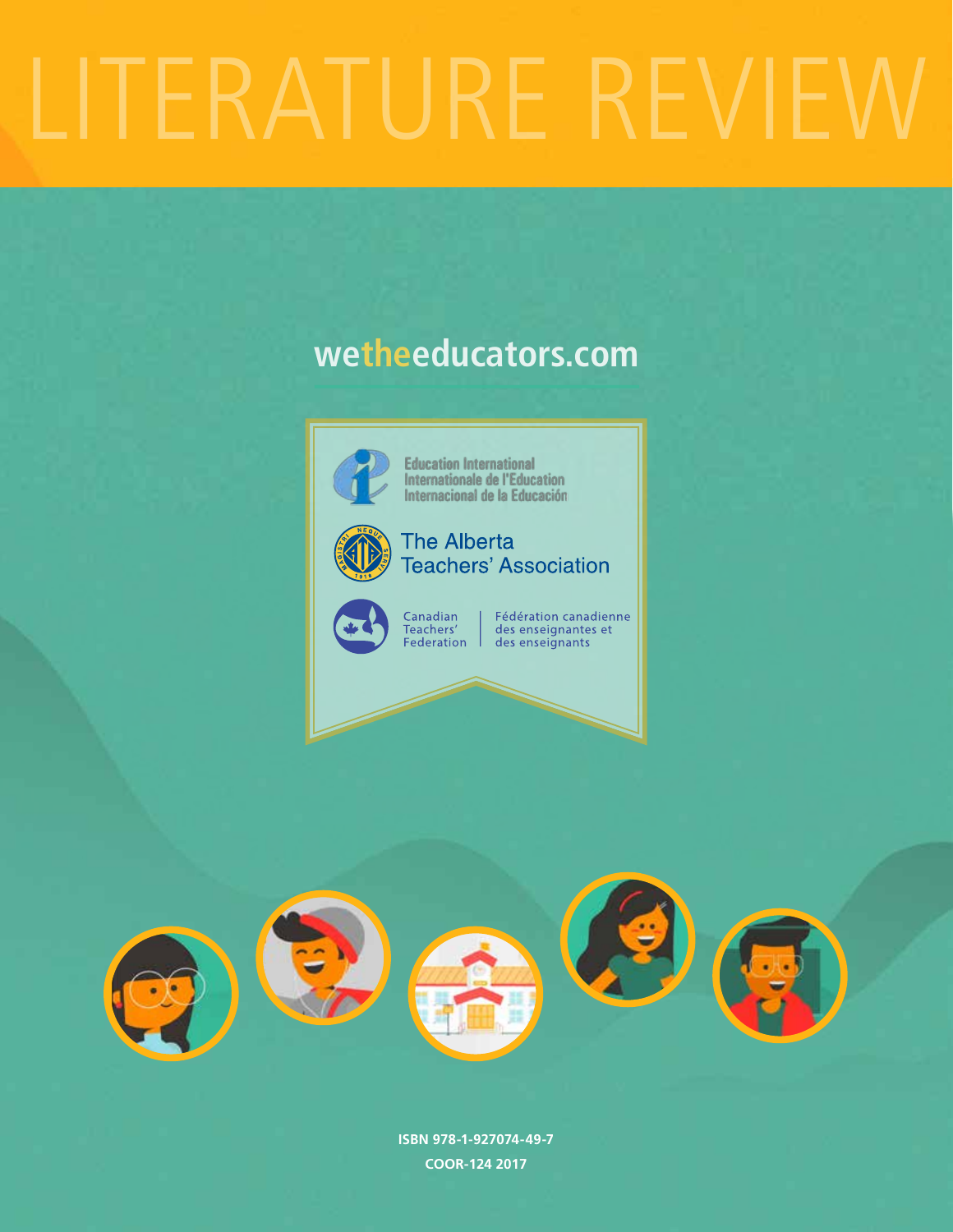# LITERATURE REVIEW

**wetheeducators.com**

Education International
Internationale de l'Education
Internacional de la Educación

The Alberta Teachers' Association

Canadian Teachers' Federation | Fédération canadienne des enseignantes et des enseignants

**ISBN 978-1-927074-49-7**

**COOR-124 2017**